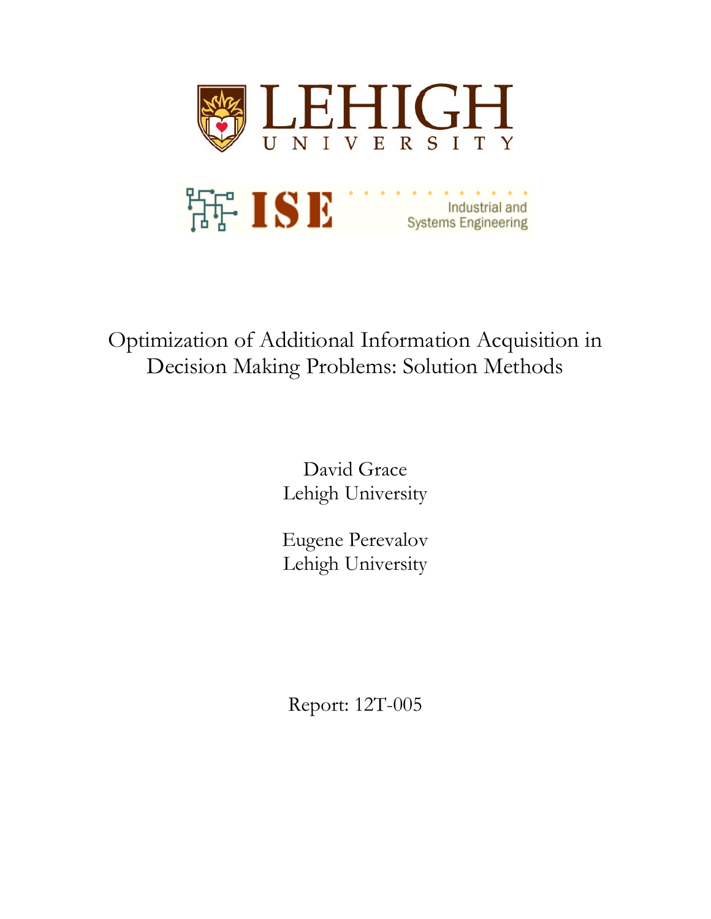LEHIGH UNIVERSITY

ISE Industrial and Systems Engineering

# Optimization of Additional Information Acquisition in Decision Making Problems: Solution Methods

David Grace
Lehigh University

Eugene Perevalov
Lehigh University

Report: 12T-005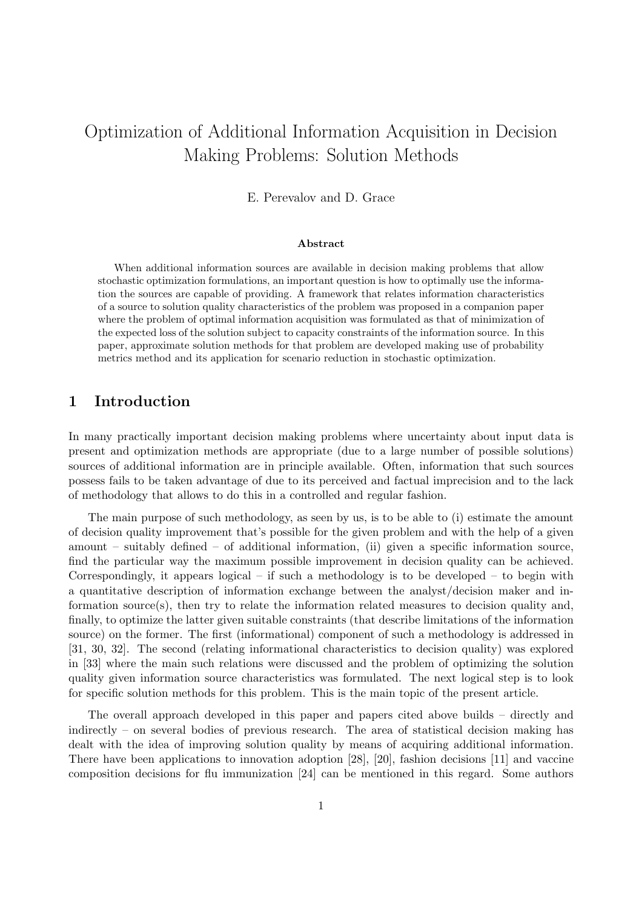# Optimization of Additional Information Acquisition in Decision Making Problems: Solution Methods

E. Perevalov and D. Grace

### Abstract

When additional information sources are available in decision making problems that allow stochastic optimization formulations, an important question is how to optimally use the information the sources are capable of providing. A framework that relates information characteristics of a source to solution quality characteristics of the problem was proposed in a companion paper where the problem of optimal information acquisition was formulated as that of minimization of the expected loss of the solution subject to capacity constraints of the information source. In this paper, approximate solution methods for that problem are developed making use of probability metrics method and its application for scenario reduction in stochastic optimization.

## 1 Introduction

In many practically important decision making problems where uncertainty about input data is present and optimization methods are appropriate (due to a large number of possible solutions) sources of additional information are in principle available. Often, information that such sources possess fails to be taken advantage of due to its perceived and factual imprecision and to the lack of methodology that allows to do this in a controlled and regular fashion.

The main purpose of such methodology, as seen by us, is to be able to (i) estimate the amount of decision quality improvement that's possible for the given problem and with the help of a given amount – suitably defined – of additional information, (ii) given a specific information source, find the particular way the maximum possible improvement in decision quality can be achieved. Correspondingly, it appears logical – if such a methodology is to be developed – to begin with a quantitative description of information exchange between the analyst/decision maker and information source(s), then try to relate the information related measures to decision quality and, finally, to optimize the latter given suitable constraints (that describe limitations of the information source) on the former. The first (informational) component of such a methodology is addressed in [31, 30, 32]. The second (relating informational characteristics to decision quality) was explored in [33] where the main such relations were discussed and the problem of optimizing the solution quality given information source characteristics was formulated. The next logical step is to look for specific solution methods for this problem. This is the main topic of the present article.

The overall approach developed in this paper and papers cited above builds – directly and indirectly – on several bodies of previous research. The area of statistical decision making has dealt with the idea of improving solution quality by means of acquiring additional information. There have been applications to innovation adoption [28], [20], fashion decisions [11] and vaccine composition decisions for flu immunization [24] can be mentioned in this regard. Some authors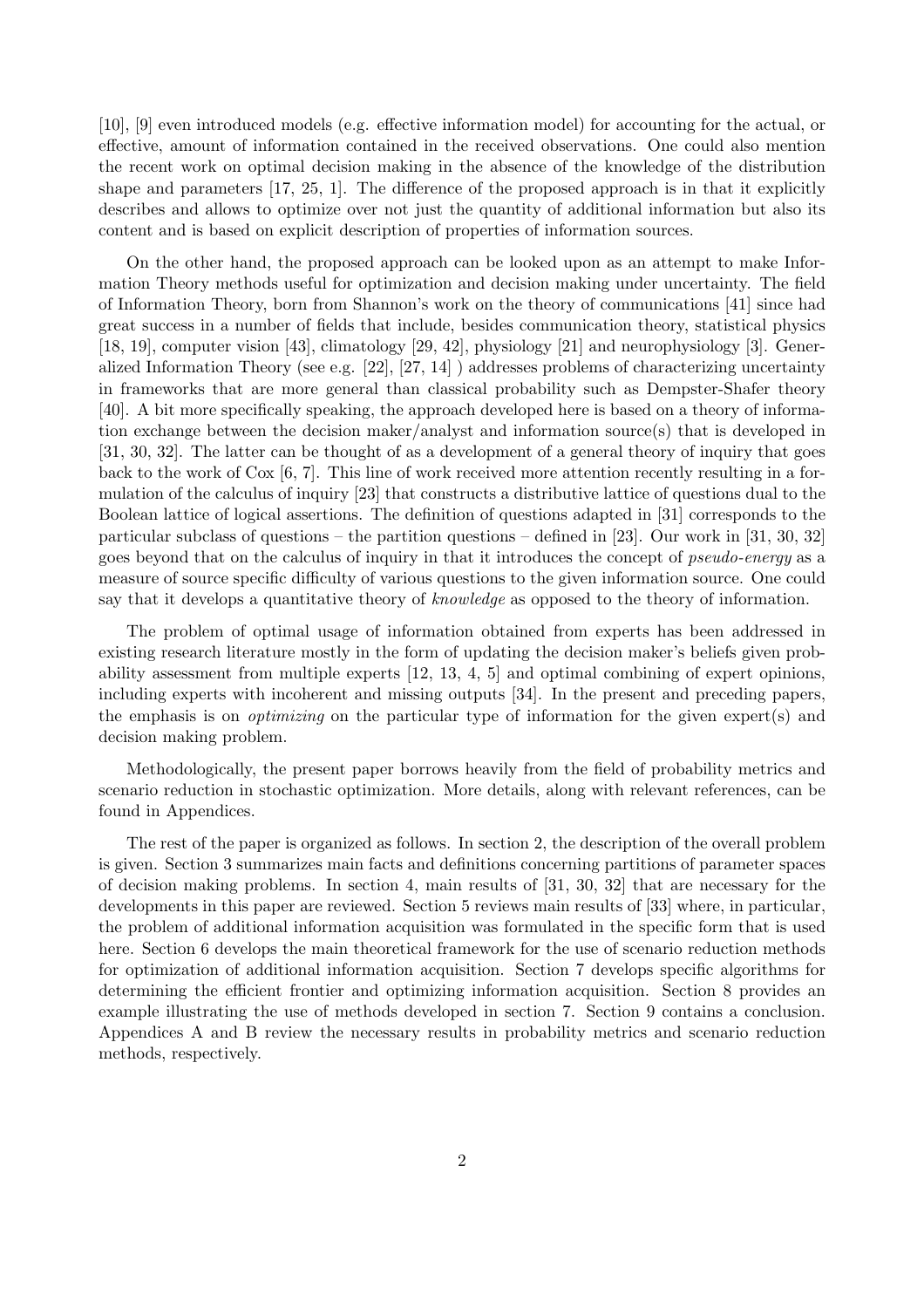[10], [9] even introduced models (e.g. effective information model) for accounting for the actual, or effective, amount of information contained in the received observations. One could also mention the recent work on optimal decision making in the absence of the knowledge of the distribution shape and parameters [17, 25, 1]. The difference of the proposed approach is in that it explicitly describes and allows to optimize over not just the quantity of additional information but also its content and is based on explicit description of properties of information sources.

On the other hand, the proposed approach can be looked upon as an attempt to make Information Theory methods useful for optimization and decision making under uncertainty. The field of Information Theory, born from Shannon's work on the theory of communications [41] since had great success in a number of fields that include, besides communication theory, statistical physics [18, 19], computer vision [43], climatology [29, 42], physiology [21] and neurophysiology [3]. Generalized Information Theory (see e.g. [22], [27, 14] ) addresses problems of characterizing uncertainty in frameworks that are more general than classical probability such as Dempster-Shafer theory [40]. A bit more specifically speaking, the approach developed here is based on a theory of information exchange between the decision maker/analyst and information source(s) that is developed in [31, 30, 32]. The latter can be thought of as a development of a general theory of inquiry that goes back to the work of Cox [6, 7]. This line of work received more attention recently resulting in a formulation of the calculus of inquiry [23] that constructs a distributive lattice of questions dual to the Boolean lattice of logical assertions. The definition of questions adapted in [31] corresponds to the particular subclass of questions – the partition questions – defined in [23]. Our work in [31, 30, 32] goes beyond that on the calculus of inquiry in that it introduces the concept of *pseudo-energy* as a measure of source specific difficulty of various questions to the given information source. One could say that it develops a quantitative theory of *knowledge* as opposed to the theory of information.

The problem of optimal usage of information obtained from experts has been addressed in existing research literature mostly in the form of updating the decision maker's beliefs given probability assessment from multiple experts [12, 13, 4, 5] and optimal combining of expert opinions, including experts with incoherent and missing outputs [34]. In the present and preceding papers, the emphasis is on *optimizing* on the particular type of information for the given expert(s) and decision making problem.

Methodologically, the present paper borrows heavily from the field of probability metrics and scenario reduction in stochastic optimization. More details, along with relevant references, can be found in Appendices.

The rest of the paper is organized as follows. In section 2, the description of the overall problem is given. Section 3 summarizes main facts and definitions concerning partitions of parameter spaces of decision making problems. In section 4, main results of [31, 30, 32] that are necessary for the developments in this paper are reviewed. Section 5 reviews main results of [33] where, in particular, the problem of additional information acquisition was formulated in the specific form that is used here. Section 6 develops the main theoretical framework for the use of scenario reduction methods for optimization of additional information acquisition. Section 7 develops specific algorithms for determining the efficient frontier and optimizing information acquisition. Section 8 provides an example illustrating the use of methods developed in section 7. Section 9 contains a conclusion. Appendices A and B review the necessary results in probability metrics and scenario reduction methods, respectively.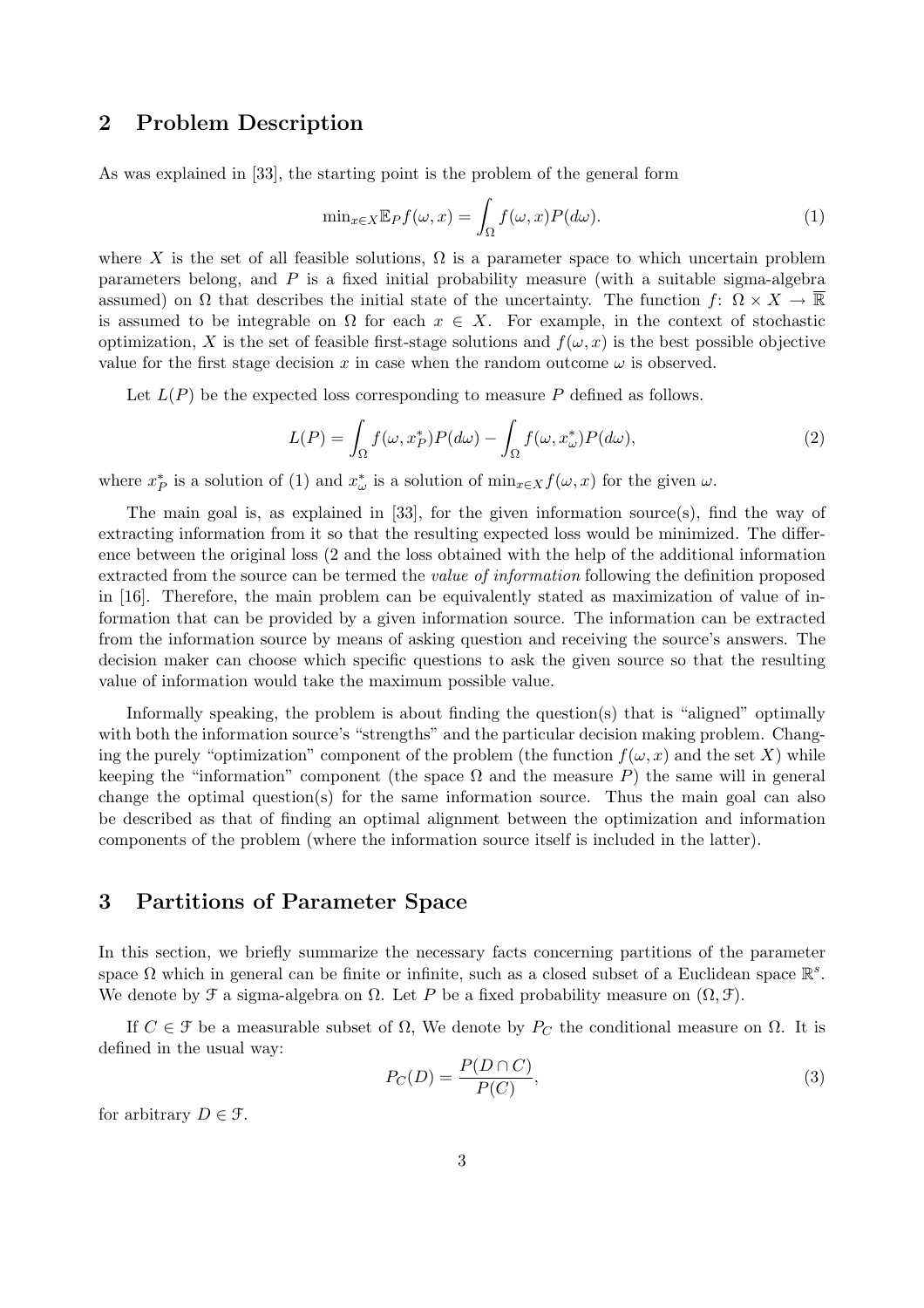## 2 Problem Description

As was explained in [33], the starting point is the problem of the general form

$$\min_{x \in X} \mathbb{E}_P f(\omega, x) = \int_\Omega f(\omega, x) P(d\omega). \tag{1}$$

where $X$ is the set of all feasible solutions, $\Omega$ is a parameter space to which uncertain problem parameters belong, and $P$ is a fixed initial probability measure (with a suitable sigma-algebra assumed) on $\Omega$ that describes the initial state of the uncertainty. The function $f\colon \Omega \times X \to \overline{\mathbb{R}}$ is assumed to be integrable on $\Omega$ for each $x \in X$. For example, in the context of stochastic optimization, $X$ is the set of feasible first-stage solutions and $f(\omega, x)$ is the best possible objective value for the first stage decision $x$ in case when the random outcome $\omega$ is observed.

Let $L(P)$ be the expected loss corresponding to measure $P$ defined as follows.

$$L(P) = \int_\Omega f(\omega, x^*_P) P(d\omega) - \int_\Omega f(\omega, x^*_\omega) P(d\omega), \tag{2}$$

where $x^*_P$ is a solution of (1) and $x^*_\omega$ is a solution of $\min_{x \in X} f(\omega, x)$ for the given $\omega$.

The main goal is, as explained in [33], for the given information source(s), find the way of extracting information from it so that the resulting expected loss would be minimized. The difference between the original loss (2 and the loss obtained with the help of the additional information extracted from the source can be termed the *value of information* following the definition proposed in [16]. Therefore, the main problem can be equivalently stated as maximization of value of information that can be provided by a given information source. The information can be extracted from the information source by means of asking question and receiving the source's answers. The decision maker can choose which specific questions to ask the given source so that the resulting value of information would take the maximum possible value.

Informally speaking, the problem is about finding the question(s) that is "aligned" optimally with both the information source's "strengths" and the particular decision making problem. Changing the purely "optimization" component of the problem (the function $f(\omega, x)$ and the set $X$) while keeping the "information" component (the space $\Omega$ and the measure $P$) the same will in general change the optimal question(s) for the same information source. Thus the main goal can also be described as that of finding an optimal alignment between the optimization and information components of the problem (where the information source itself is included in the latter).

## 3 Partitions of Parameter Space

In this section, we briefly summarize the necessary facts concerning partitions of the parameter space $\Omega$ which in general can be finite or infinite, such as a closed subset of a Euclidean space $\mathbb{R}^s$. We denote by $\mathcal{F}$ a sigma-algebra on $\Omega$. Let $P$ be a fixed probability measure on $(\Omega, \mathcal{F})$.

If $C \in \mathcal{F}$ be a measurable subset of $\Omega$, We denote by $P_C$ the conditional measure on $\Omega$. It is defined in the usual way:

$$P_C(D) = \frac{P(D \cap C)}{P(C)}, \tag{3}$$

for arbitrary $D \in \mathcal{F}$.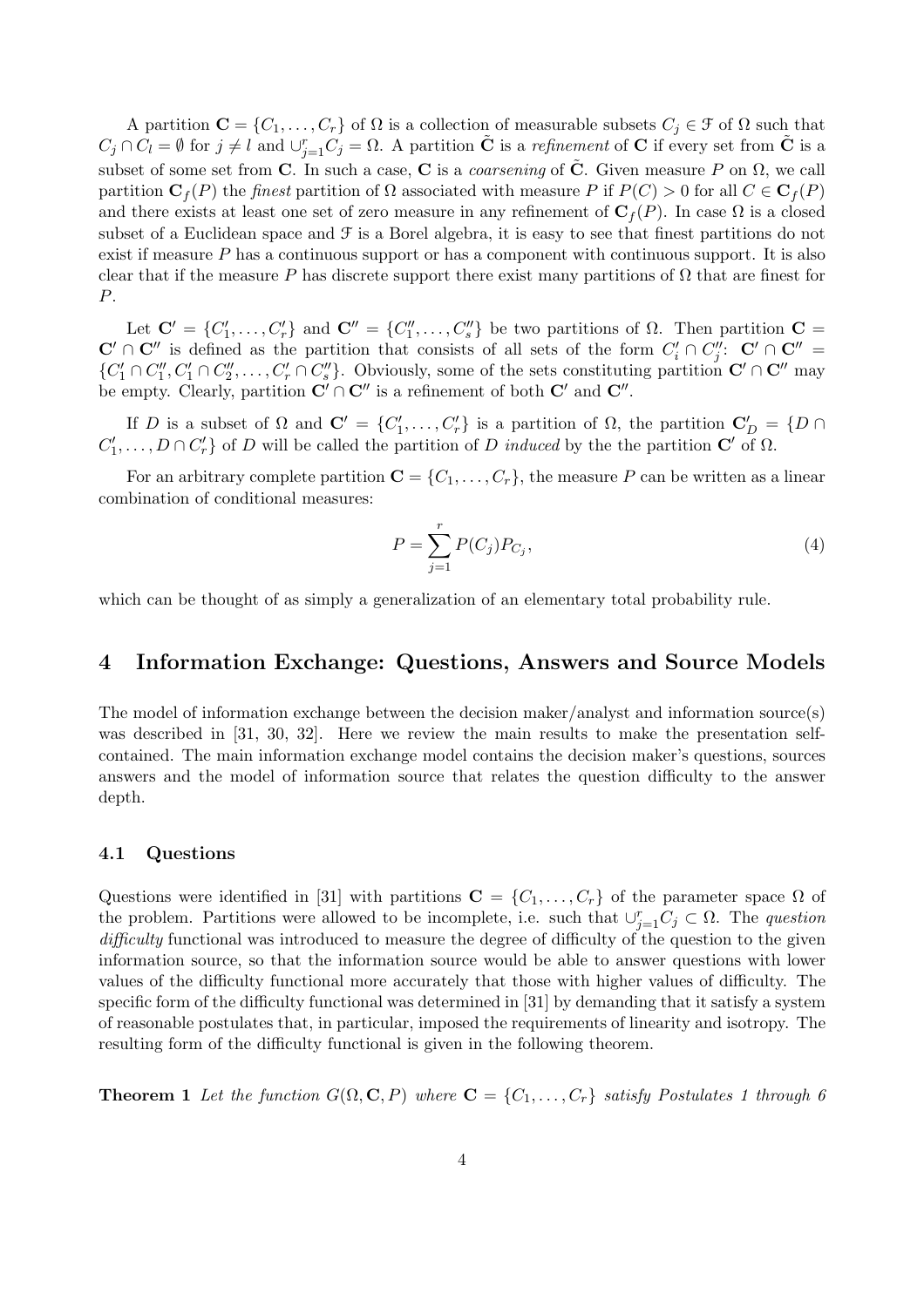A partition $\mathbf{C} = \{C_1, \ldots, C_r\}$ of $\Omega$ is a collection of measurable subsets $C_j \in \mathcal{F}$ of $\Omega$ such that $C_j \cap C_l = \emptyset$ for $j \neq l$ and $\cup_{j=1}^{r} C_j = \Omega$. A partition $\tilde{\mathbf{C}}$ is a *refinement* of $\mathbf{C}$ if every set from $\tilde{\mathbf{C}}$ is a subset of some set from $\mathbf{C}$. In such a case, $\mathbf{C}$ is a *coarsening* of $\tilde{\mathbf{C}}$. Given measure $P$ on $\Omega$, we call partition $\mathbf{C}_f(P)$ the *finest* partition of $\Omega$ associated with measure $P$ if $P(C) > 0$ for all $C \in \mathbf{C}_f(P)$ and there exists at least one set of zero measure in any refinement of $\mathbf{C}_f(P)$. In case $\Omega$ is a closed subset of a Euclidean space and $\mathcal{F}$ is a Borel algebra, it is easy to see that finest partitions do not exist if measure $P$ has a continuous support or has a component with continuous support. It is also clear that if the measure $P$ has discrete support there exist many partitions of $\Omega$ that are finest for $P$.

Let $\mathbf{C}' = \{C'_1, \ldots, C'_r\}$ and $\mathbf{C}'' = \{C''_1, \ldots, C''_s\}$ be two partitions of $\Omega$. Then partition $\mathbf{C} = \mathbf{C}' \cap \mathbf{C}''$ is defined as the partition that consists of all sets of the form $C'_i \cap C''_j$: $\mathbf{C}' \cap \mathbf{C}'' = \{C'_1 \cap C''_1, C'_1 \cap C''_2, \ldots, C'_r \cap C''_s\}$. Obviously, some of the sets constituting partition $\mathbf{C}' \cap \mathbf{C}''$ may be empty. Clearly, partition $\mathbf{C}' \cap \mathbf{C}''$ is a refinement of both $\mathbf{C}'$ and $\mathbf{C}''$.

If $D$ is a subset of $\Omega$ and $\mathbf{C}' = \{C'_1, \ldots, C'_r\}$ is a partition of $\Omega$, the partition $\mathbf{C}'_D = \{D \cap C'_1, \ldots, D \cap C'_r\}$ of $D$ will be called the partition of $D$ *induced* by the the partition $\mathbf{C}'$ of $\Omega$.

For an arbitrary complete partition $\mathbf{C} = \{C_1, \ldots, C_r\}$, the measure $P$ can be written as a linear combination of conditional measures:

$$P = \sum_{j=1}^{r} P(C_j) P_{C_j}, \tag{4}$$

which can be thought of as simply a generalization of an elementary total probability rule.

## 4 Information Exchange: Questions, Answers and Source Models

The model of information exchange between the decision maker/analyst and information source(s) was described in [31, 30, 32]. Here we review the main results to make the presentation self-contained. The main information exchange model contains the decision maker's questions, sources answers and the model of information source that relates the question difficulty to the answer depth.

### 4.1 Questions

Questions were identified in [31] with partitions $\mathbf{C} = \{C_1, \ldots, C_r\}$ of the parameter space $\Omega$ of the problem. Partitions were allowed to be incomplete, i.e. such that $\cup_{j=1}^{r} C_j \subset \Omega$. The *question difficulty* functional was introduced to measure the degree of difficulty of the question to the given information source, so that the information source would be able to answer questions with lower values of the difficulty functional more accurately that those with higher values of difficulty. The specific form of the difficulty functional was determined in [31] by demanding that it satisfy a system of reasonable postulates that, in particular, imposed the requirements of linearity and isotropy. The resulting form of the difficulty functional is given in the following theorem.

**Theorem 1** *Let the function $G(\Omega, \mathbf{C}, P)$ where $\mathbf{C} = \{C_1, \ldots, C_r\}$ satisfy Postulates 1 through 6*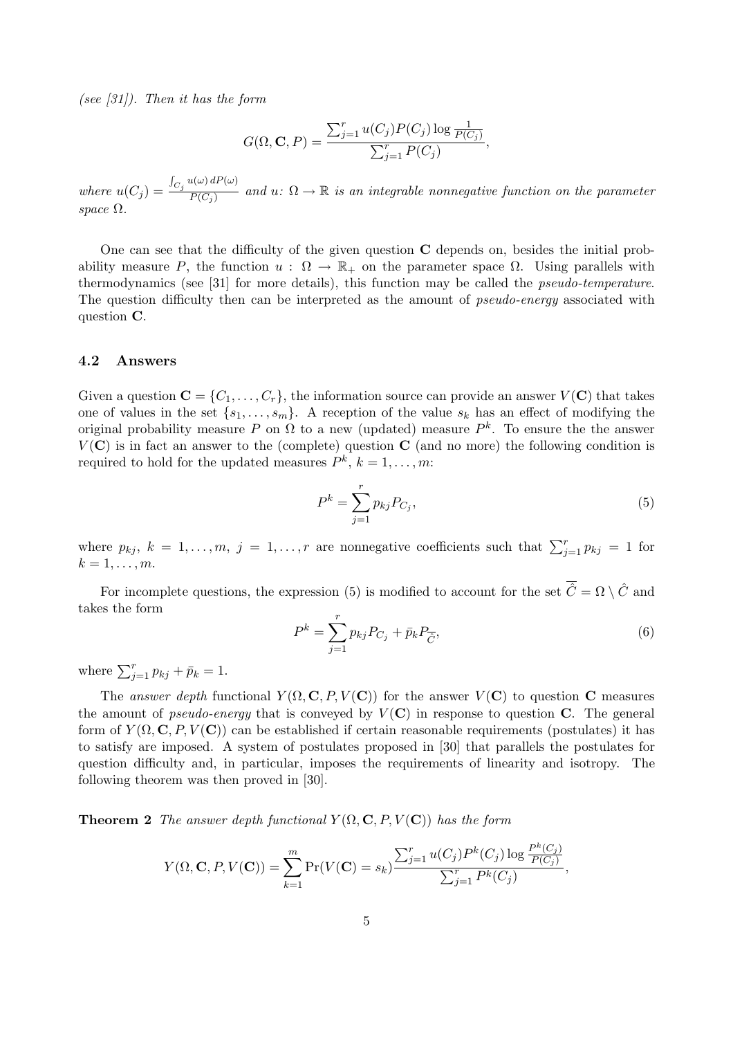*(see [31]). Then it has the form*

$$G(\Omega, \mathbf{C}, P) = \frac{\sum_{j=1}^{r} u(C_j) P(C_j) \log \frac{1}{P(C_j)}}{\sum_{j=1}^{r} P(C_j)},$$

*where* $u(C_j) = \frac{\int_{C_j} u(\omega)\, dP(\omega)}{P(C_j)}$ *and* $u\colon \Omega \to \mathbb{R}$ *is an integrable nonnegative function on the parameter space* $\Omega$.

One can see that the difficulty of the given question $\mathbf{C}$ depends on, besides the initial probability measure $P$, the function $u : \Omega \to \mathbb{R}_+$ on the parameter space $\Omega$. Using parallels with thermodynamics (see [31] for more details), this function may be called the *pseudo-temperature*. The question difficulty then can be interpreted as the amount of *pseudo-energy* associated with question $\mathbf{C}$.

### 4.2 Answers

Given a question $\mathbf{C} = \{C_1, \ldots, C_r\}$, the information source can provide an answer $V(\mathbf{C})$ that takes one of values in the set $\{s_1, \ldots, s_m\}$. A reception of the value $s_k$ has an effect of modifying the original probability measure $P$ on $\Omega$ to a new (updated) measure $P^k$. To ensure the the answer $V(\mathbf{C})$ is in fact an answer to the (complete) question $\mathbf{C}$ (and no more) the following condition is required to hold for the updated measures $P^k$, $k = 1, \ldots, m$:

$$P^k = \sum_{j=1}^{r} p_{kj} P_{C_j}, \tag{5}$$

where $p_{kj}$, $k = 1, \ldots, m$, $j = 1, \ldots, r$ are nonnegative coefficients such that $\sum_{j=1}^{r} p_{kj} = 1$ for $k = 1, \ldots, m$.

For incomplete questions, the expression (5) is modified to account for the set $\overline{\hat{C}} = \Omega \setminus \hat{C}$ and takes the form

$$P^k = \sum_{j=1}^{r} p_{kj} P_{C_j} + \bar{p}_k P_{\overline{\hat{C}}}, \tag{6}$$

where $\sum_{j=1}^{r} p_{kj} + \bar{p}_k = 1$.

The *answer depth* functional $Y(\Omega, \mathbf{C}, P, V(\mathbf{C}))$ for the answer $V(\mathbf{C})$ to question $\mathbf{C}$ measures the amount of *pseudo-energy* that is conveyed by $V(\mathbf{C})$ in response to question $\mathbf{C}$. The general form of $Y(\Omega, \mathbf{C}, P, V(\mathbf{C}))$ can be established if certain reasonable requirements (postulates) it has to satisfy are imposed. A system of postulates proposed in [30] that parallels the postulates for question difficulty and, in particular, imposes the requirements of linearity and isotropy. The following theorem was then proved in [30].

**Theorem 2** *The answer depth functional* $Y(\Omega, \mathbf{C}, P, V(\mathbf{C}))$ *has the form*

$$Y(\Omega, \mathbf{C}, P, V(\mathbf{C})) = \sum_{k=1}^{m} \Pr(V(\mathbf{C}) = s_k) \frac{\sum_{j=1}^{r} u(C_j) P^k(C_j) \log \frac{P^k(C_j)}{P(C_j)}}{\sum_{j=1}^{r} P^k(C_j)},$$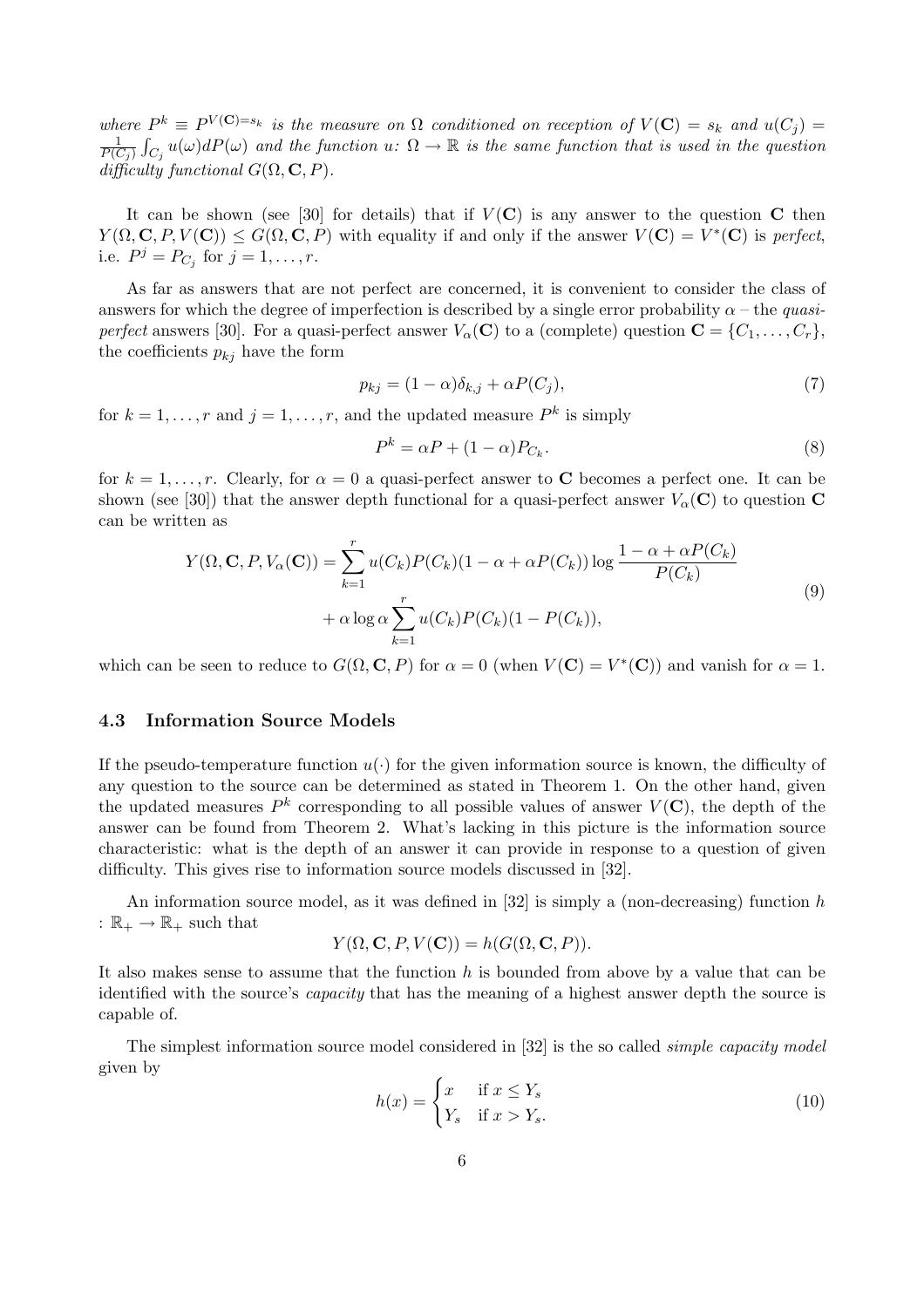*where* $P^k \equiv P^{V(\mathbf{C})=s_k}$ *is the measure on* $\Omega$ *conditioned on reception of* $V(\mathbf{C}) = s_k$ *and* $u(C_j) = \frac{1}{P(C_j)}\int_{C_j} u(\omega)dP(\omega)$ *and the function* $u\colon \Omega \to \mathbb{R}$ *is the same function that is used in the question difficulty functional* $G(\Omega, \mathbf{C}, P)$.

It can be shown (see [30] for details) that if $V(\mathbf{C})$ is any answer to the question $\mathbf{C}$ then $Y(\Omega, \mathbf{C}, P, V(\mathbf{C})) \leq G(\Omega, \mathbf{C}, P)$ with equality if and only if the answer $V(\mathbf{C}) = V^*(\mathbf{C})$ is *perfect*, i.e. $P^j = P_{C_j}$ for $j = 1, \ldots, r$.

As far as answers that are not perfect are concerned, it is convenient to consider the class of answers for which the degree of imperfection is described by a single error probability $\alpha$ – the *quasi-perfect* answers [30]. For a quasi-perfect answer $V_\alpha(\mathbf{C})$ to a (complete) question $\mathbf{C} = \{C_1, \ldots, C_r\}$, the coefficients $p_{kj}$ have the form

$$p_{kj} = (1-\alpha)\delta_{k,j} + \alpha P(C_j), \tag{7}$$

for $k = 1, \ldots, r$ and $j = 1, \ldots, r$, and the updated measure $P^k$ is simply

$$P^k = \alpha P + (1-\alpha)P_{C_k}. \tag{8}$$

for $k = 1, \ldots, r$. Clearly, for $\alpha = 0$ a quasi-perfect answer to $\mathbf{C}$ becomes a perfect one. It can be shown (see [30]) that the answer depth functional for a quasi-perfect answer $V_\alpha(\mathbf{C})$ to question $\mathbf{C}$ can be written as

$$\begin{aligned} Y(\Omega, \mathbf{C}, P, V_\alpha(\mathbf{C})) = \sum_{k=1}^{r} u(C_k)P(C_k)(1-\alpha+\alpha P(C_k)) \log \frac{1-\alpha+\alpha P(C_k)}{P(C_k)} \\ + \alpha \log \alpha \sum_{k=1}^{r} u(C_k)P(C_k)(1-P(C_k)), \end{aligned} \tag{9}$$

which can be seen to reduce to $G(\Omega, \mathbf{C}, P)$ for $\alpha = 0$ (when $V(\mathbf{C}) = V^*(\mathbf{C})$) and vanish for $\alpha = 1$.

### 4.3 Information Source Models

If the pseudo-temperature function $u(\cdot)$ for the given information source is known, the difficulty of any question to the source can be determined as stated in Theorem 1. On the other hand, given the updated measures $P^k$ corresponding to all possible values of answer $V(\mathbf{C})$, the depth of the answer can be found from Theorem 2. What's lacking in this picture is the information source characteristic: what is the depth of an answer it can provide in response to a question of given difficulty. This gives rise to information source models discussed in [32].

An information source model, as it was defined in [32] is simply a (non-decreasing) function $h : \mathbb{R}_+ \to \mathbb{R}_+$ such that

$$Y(\Omega, \mathbf{C}, P, V(\mathbf{C})) = h(G(\Omega, \mathbf{C}, P)).$$

It also makes sense to assume that the function $h$ is bounded from above by a value that can be identified with the source's *capacity* that has the meaning of a highest answer depth the source is capable of.

The simplest information source model considered in [32] is the so called *simple capacity model* given by

$$h(x) = \begin{cases} x & \text{if } x \leq Y_s \\ Y_s & \text{if } x > Y_s. \end{cases} \tag{10}$$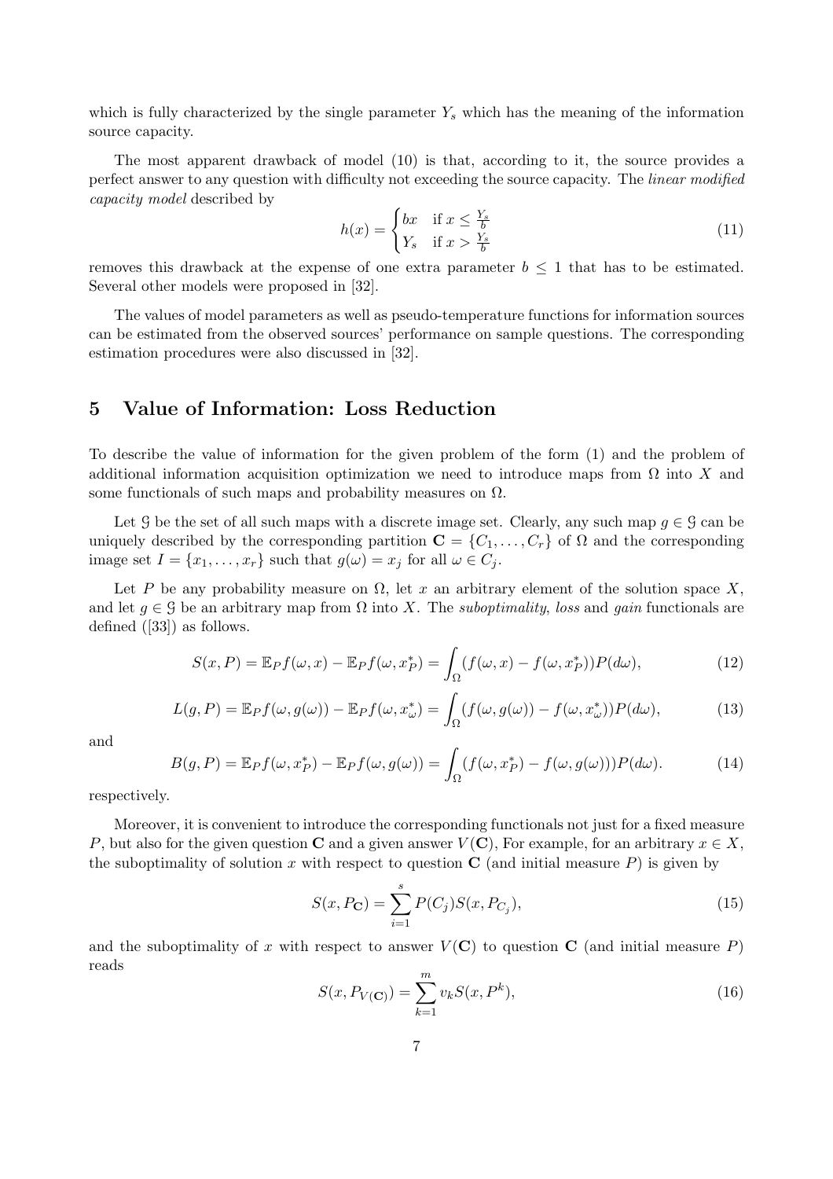which is fully characterized by the single parameter $Y_s$ which has the meaning of the information source capacity.

The most apparent drawback of model (10) is that, according to it, the source provides a perfect answer to any question with difficulty not exceeding the source capacity. The *linear modified capacity model* described by

$$h(x) = \begin{cases} bx & \text{if } x \le \frac{Y_s}{b} \\ Y_s & \text{if } x > \frac{Y_s}{b} \end{cases} \tag{11}$$

removes this drawback at the expense of one extra parameter $b \le 1$ that has to be estimated. Several other models were proposed in [32].

The values of model parameters as well as pseudo-temperature functions for information sources can be estimated from the observed sources' performance on sample questions. The corresponding estimation procedures were also discussed in [32].

## 5 Value of Information: Loss Reduction

To describe the value of information for the given problem of the form (1) and the problem of additional information acquisition optimization we need to introduce maps from $\Omega$ into $X$ and some functionals of such maps and probability measures on $\Omega$.

Let $\mathcal{G}$ be the set of all such maps with a discrete image set. Clearly, any such map $g \in \mathcal{G}$ can be uniquely described by the corresponding partition $\mathbf{C} = \{C_1, \ldots, C_r\}$ of $\Omega$ and the corresponding image set $I = \{x_1, \ldots, x_r\}$ such that $g(\omega) = x_j$ for all $\omega \in C_j$.

Let $P$ be any probability measure on $\Omega$, let $x$ an arbitrary element of the solution space $X$, and let $g \in \mathcal{G}$ be an arbitrary map from $\Omega$ into $X$. The *suboptimality*, *loss* and *gain* functionals are defined ([33]) as follows.

$$S(x, P) = \mathbb{E}_P f(\omega, x) - \mathbb{E}_P f(\omega, x_P^*) = \int_\Omega (f(\omega, x) - f(\omega, x_P^*)) P(d\omega), \tag{12}$$

$$L(g, P) = \mathbb{E}_P f(\omega, g(\omega)) - \mathbb{E}_P f(\omega, x_\omega^*) = \int_\Omega (f(\omega, g(\omega)) - f(\omega, x_\omega^*)) P(d\omega), \tag{13}$$

and

$$B(g, P) = \mathbb{E}_P f(\omega, x_P^*) - \mathbb{E}_P f(\omega, g(\omega)) = \int_\Omega (f(\omega, x_P^*) - f(\omega, g(\omega))) P(d\omega). \tag{14}$$

respectively.

Moreover, it is convenient to introduce the corresponding functionals not just for a fixed measure $P$, but also for the given question $\mathbf{C}$ and a given answer $V(\mathbf{C})$, For example, for an arbitrary $x \in X$, the suboptimality of solution $x$ with respect to question $\mathbf{C}$ (and initial measure $P$) is given by

$$S(x, P_{\mathbf{C}}) = \sum_{i=1}^{s} P(C_j) S(x, P_{C_j}), \tag{15}$$

and the suboptimality of $x$ with respect to answer $V(\mathbf{C})$ to question $\mathbf{C}$ (and initial measure $P$) reads

$$S(x, P_{V(\mathbf{C})}) = \sum_{k=1}^{m} v_k S(x, P^k), \tag{16}$$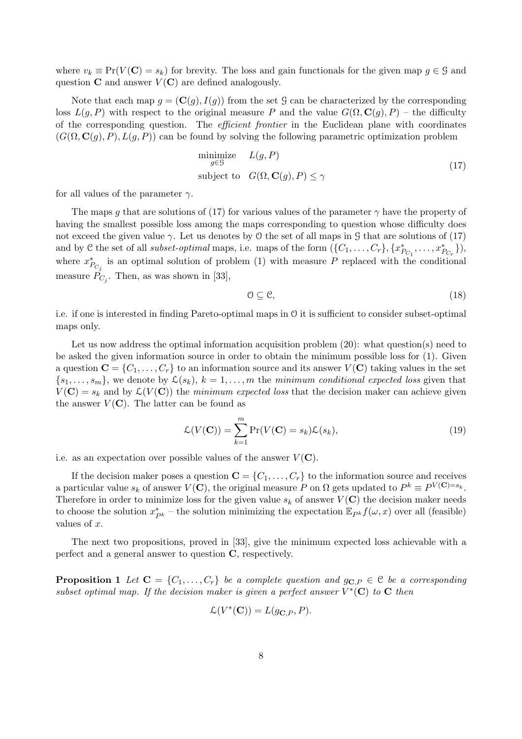where $v_k \equiv \Pr(V(\mathbf{C}) = s_k)$ for brevity. The loss and gain functionals for the given map $g \in \mathcal{G}$ and question $\mathbf{C}$ and answer $V(\mathbf{C})$ are defined analogously.

Note that each map $g = (\mathbf{C}(g), I(g))$ from the set $\mathcal{G}$ can be characterized by the corresponding loss $L(g, P)$ with respect to the original measure $P$ and the value $G(\Omega, \mathbf{C}(g), P)$ – the difficulty of the corresponding question. The *efficient frontier* in the Euclidean plane with coordinates $(G(\Omega, \mathbf{C}(g), P), L(g, P))$ can be found by solving the following parametric optimization problem

$$\begin{aligned} \underset{g \in \mathcal{G}}{\text{minimize}} \quad & L(g, P) \\ \text{subject to} \quad & G(\Omega, \mathbf{C}(g), P) \leq \gamma \end{aligned} \tag{17}$$

for all values of the parameter $\gamma$.

The maps $g$ that are solutions of (17) for various values of the parameter $\gamma$ have the property of having the smallest possible loss among the maps corresponding to question whose difficulty does not exceed the given value $\gamma$. Let us denotes by $\mathcal{O}$ the set of all maps in $\mathcal{G}$ that are solutions of (17) and by $\mathcal{C}$ the set of all *subset-optimal* maps, i.e. maps of the form $(\{C_1, \dots, C_r\}, \{x^*_{P_{C_1}}, \dots, x^*_{P_{C_r}}\})$, where $x^*_{P_{C_j}}$ is an optimal solution of problem (1) with measure $P$ replaced with the conditional measure $P_{C_j}$. Then, as was shown in [33],

$$\mathcal{O} \subseteq \mathcal{C}, \tag{18}$$

i.e. if one is interested in finding Pareto-optimal maps in $\mathcal{O}$ it is sufficient to consider subset-optimal maps only.

Let us now address the optimal information acquisition problem (20): what question(s) need to be asked the given information source in order to obtain the minimum possible loss for (1). Given a question $\mathbf{C} = \{C_1, \dots, C_r\}$ to an information source and its answer $V(\mathbf{C})$ taking values in the set $\{s_1, \dots, s_m\}$, we denote by $\mathcal{L}(s_k)$, $k = 1, \dots, m$ the *minimum conditional expected loss* given that $V(\mathbf{C}) = s_k$ and by $\mathcal{L}(V(\mathbf{C}))$ the *minimum expected loss* that the decision maker can achieve given the answer $V(\mathbf{C})$. The latter can be found as

$$\mathcal{L}(V(\mathbf{C})) = \sum_{k=1}^{m} \Pr(V(\mathbf{C}) = s_k) \mathcal{L}(s_k), \tag{19}$$

i.e. as an expectation over possible values of the answer $V(\mathbf{C})$.

If the decision maker poses a question $\mathbf{C} = \{C_1, \dots, C_r\}$ to the information source and receives a particular value $s_k$ of answer $V(\mathbf{C})$, the original measure $P$ on $\Omega$ gets updated to $P^k \equiv P^{V(\mathbf{C})=s_k}$. Therefore in order to minimize loss for the given value $s_k$ of answer $V(\mathbf{C})$ the decision maker needs to choose the solution $x^*_{P^k}$ – the solution minimizing the expectation $\mathbb{E}_{P^k} f(\omega, x)$ over all (feasible) values of $x$.

The next two propositions, proved in [33], give the minimum expected loss achievable with a perfect and a general answer to question $\mathbf{C}$, respectively.

**Proposition 1** *Let $\mathbf{C} = \{C_1, \dots, C_r\}$ be a complete question and $g_{\mathbf{C},P} \in \mathcal{C}$ be a corresponding subset optimal map. If the decision maker is given a perfect answer $V^*(\mathbf{C})$ to $\mathbf{C}$ then*

$$\mathcal{L}(V^*(\mathbf{C})) = L(g_{\mathbf{C},P}, P).$$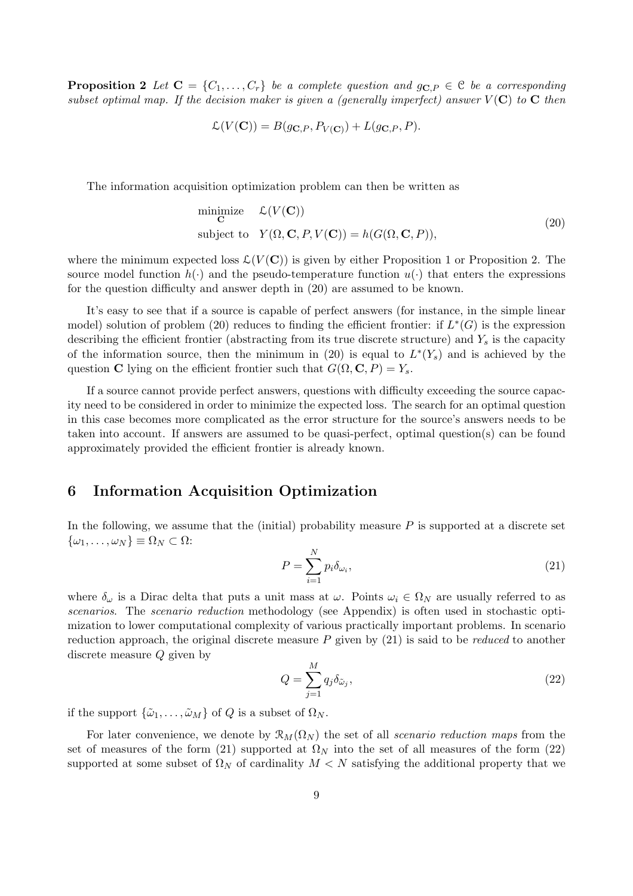**Proposition 2** *Let $\mathbf{C} = \{C_1, \ldots, C_r\}$ be a complete question and $g_{\mathbf{C},P} \in \mathcal{C}$ be a corresponding subset optimal map. If the decision maker is given a (generally imperfect) answer $V(\mathbf{C})$ to $\mathbf{C}$ then*

$$\mathcal{L}(V(\mathbf{C})) = B(g_{\mathbf{C},P}, P_{V(\mathbf{C})}) + L(g_{\mathbf{C},P}, P).$$

The information acquisition optimization problem can then be written as

$$\begin{aligned} \underset{\mathbf{C}}{\text{minimize}} \quad & \mathcal{L}(V(\mathbf{C})) \\ \text{subject to} \quad & Y(\Omega, \mathbf{C}, P, V(\mathbf{C})) = h(G(\Omega, \mathbf{C}, P)), \end{aligned} \tag{20}$$

where the minimum expected loss $\mathcal{L}(V(\mathbf{C}))$ is given by either Proposition 1 or Proposition 2. The source model function $h(\cdot)$ and the pseudo-temperature function $u(\cdot)$ that enters the expressions for the question difficulty and answer depth in (20) are assumed to be known.

It's easy to see that if a source is capable of perfect answers (for instance, in the simple linear model) solution of problem (20) reduces to finding the efficient frontier: if $L^*(G)$ is the expression describing the efficient frontier (abstracting from its true discrete structure) and $Y_s$ is the capacity of the information source, then the minimum in (20) is equal to $L^*(Y_s)$ and is achieved by the question $\mathbf{C}$ lying on the efficient frontier such that $G(\Omega, \mathbf{C}, P) = Y_s$.

If a source cannot provide perfect answers, questions with difficulty exceeding the source capacity need to be considered in order to minimize the expected loss. The search for an optimal question in this case becomes more complicated as the error structure for the source's answers needs to be taken into account. If answers are assumed to be quasi-perfect, optimal question(s) can be found approximately provided the efficient frontier is already known.

## 6 Information Acquisition Optimization

In the following, we assume that the (initial) probability measure $P$ is supported at a discrete set $\{\omega_1, \ldots, \omega_N\} \equiv \Omega_N \subset \Omega$:

$$P = \sum_{i=1}^{N} p_i \delta_{\omega_i}, \tag{21}$$

where $\delta_\omega$ is a Dirac delta that puts a unit mass at $\omega$. Points $\omega_i \in \Omega_N$ are usually referred to as *scenarios*. The *scenario reduction* methodology (see Appendix) is often used in stochastic optimization to lower computational complexity of various practically important problems. In scenario reduction approach, the original discrete measure $P$ given by (21) is said to be *reduced* to another discrete measure $Q$ given by

$$Q = \sum_{j=1}^{M} q_j \delta_{\tilde{\omega}_j}, \tag{22}$$

if the support $\{\tilde{\omega}_1, \ldots, \tilde{\omega}_M\}$ of $Q$ is a subset of $\Omega_N$.

For later convenience, we denote by $\mathcal{R}_M(\Omega_N)$ the set of all *scenario reduction maps* from the set of measures of the form (21) supported at $\Omega_N$ into the set of all measures of the form (22) supported at some subset of $\Omega_N$ of cardinality $M < N$ satisfying the additional property that we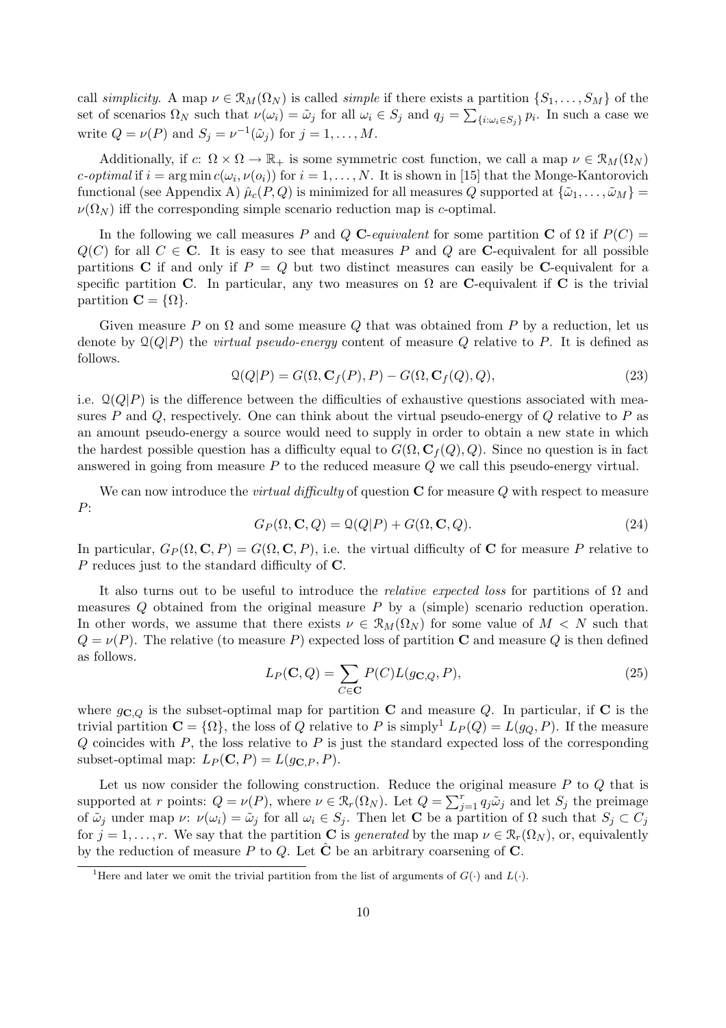call *simplicity*. A map $\nu \in \mathcal{R}_M(\Omega_N)$ is called *simple* if there exists a partition $\{S_1, \dots, S_M\}$ of the set of scenarios $\Omega_N$ such that $\nu(\omega_i) = \tilde{\omega}_j$ for all $\omega_i \in S_j$ and $q_j = \sum_{\{i:\omega_i \in S_j\}} p_i$. In such a case we write $Q = \nu(P)$ and $S_j = \nu^{-1}(\tilde{\omega}_j)$ for $j = 1, \dots, M$.

Additionally, if $c\colon \Omega \times \Omega \to \mathbb{R}_+$ is some symmetric cost function, we call a map $\nu \in \mathcal{R}_M(\Omega_N)$ *c-optimal* if $i = \arg\min c(\omega_i, \nu(o_i))$ for $i = 1, \dots, N$. It is shown in [15] that the Monge-Kantorovich functional (see Appendix A) $\hat{\mu}_c(P, Q)$ is minimized for all measures $Q$ supported at $\{\tilde{\omega}_1, \dots, \tilde{\omega}_M\} = \nu(\Omega_N)$ iff the corresponding simple scenario reduction map is $c$-optimal.

In the following we call measures $P$ and $Q$ $\mathbf{C}$-*equivalent* for some partition $\mathbf{C}$ of $\Omega$ if $P(C) = Q(C)$ for all $C \in \mathbf{C}$. It is easy to see that measures $P$ and $Q$ are $\mathbf{C}$-equivalent for all possible partitions $\mathbf{C}$ if and only if $P = Q$ but two distinct measures can easily be $\mathbf{C}$-equivalent for a specific partition $\mathbf{C}$. In particular, any two measures on $\Omega$ are $\mathbf{C}$-equivalent if $\mathbf{C}$ is the trivial partition $\mathbf{C} = \{\Omega\}$.

Given measure $P$ on $\Omega$ and some measure $Q$ that was obtained from $P$ by a reduction, let us denote by $\mathcal{Q}(Q|P)$ the *virtual pseudo-energy* content of measure $Q$ relative to $P$. It is defined as follows.

$$\mathcal{Q}(Q|P) = G(\Omega, \mathbf{C}_f(P), P) - G(\Omega, \mathbf{C}_f(Q), Q), \tag{23}$$

i.e. $\mathcal{Q}(Q|P)$ is the difference between the difficulties of exhaustive questions associated with measures $P$ and $Q$, respectively. One can think about the virtual pseudo-energy of $Q$ relative to $P$ as an amount pseudo-energy a source would need to supply in order to obtain a new state in which the hardest possible question has a difficulty equal to $G(\Omega, \mathbf{C}_f(Q), Q)$. Since no question is in fact answered in going from measure $P$ to the reduced measure $Q$ we call this pseudo-energy virtual.

We can now introduce the *virtual difficulty* of question $\mathbf{C}$ for measure $Q$ with respect to measure $P$:

$$G_P(\Omega, \mathbf{C}, Q) = \mathcal{Q}(Q|P) + G(\Omega, \mathbf{C}, Q). \tag{24}$$

In particular, $G_P(\Omega, \mathbf{C}, P) = G(\Omega, \mathbf{C}, P)$, i.e. the virtual difficulty of $\mathbf{C}$ for measure $P$ relative to $P$ reduces just to the standard difficulty of $\mathbf{C}$.

It also turns out to be useful to introduce the *relative expected loss* for partitions of $\Omega$ and measures $Q$ obtained from the original measure $P$ by a (simple) scenario reduction operation. In other words, we assume that there exists $\nu \in \mathcal{R}_M(\Omega_N)$ for some value of $M < N$ such that $Q = \nu(P)$. The relative (to measure $P$) expected loss of partition $\mathbf{C}$ and measure $Q$ is then defined as follows.

$$L_P(\mathbf{C}, Q) = \sum_{C \in \mathbf{C}} P(C) L(g_{\mathbf{C},Q}, P), \tag{25}$$

where $g_{\mathbf{C},Q}$ is the subset-optimal map for partition $\mathbf{C}$ and measure $Q$. In particular, if $\mathbf{C}$ is the trivial partition $\mathbf{C} = \{\Omega\}$, the loss of $Q$ relative to $P$ is simply[1] $L_P(Q) = L(g_Q, P)$. If the measure $Q$ coincides with $P$, the loss relative to $P$ is just the standard expected loss of the corresponding subset-optimal map: $L_P(\mathbf{C}, P) = L(g_{\mathbf{C},P}, P)$.

Let us now consider the following construction. Reduce the original measure $P$ to $Q$ that is supported at $r$ points: $Q = \nu(P)$, where $\nu \in \mathcal{R}_r(\Omega_N)$. Let $Q = \sum_{j=1}^{r} q_j \tilde{\omega}_j$ and let $S_j$ the preimage of $\tilde{\omega}_j$ under map $\nu$: $\nu(\omega_i) = \tilde{\omega}_j$ for all $\omega_i \in S_j$. Then let $\mathbf{C}$ be a partition of $\Omega$ such that $S_j \subset C_j$ for $j = 1, \dots, r$. We say that the partition $\mathbf{C}$ is *generated* by the map $\nu \in \mathcal{R}_r(\Omega_N)$, or, equivalently by the reduction of measure $P$ to $Q$. Let $\hat{\mathbf{C}}$ be an arbitrary coarsening of $\mathbf{C}$.

[1] Here and later we omit the trivial partition from the list of arguments of $G(\cdot)$ and $L(\cdot)$.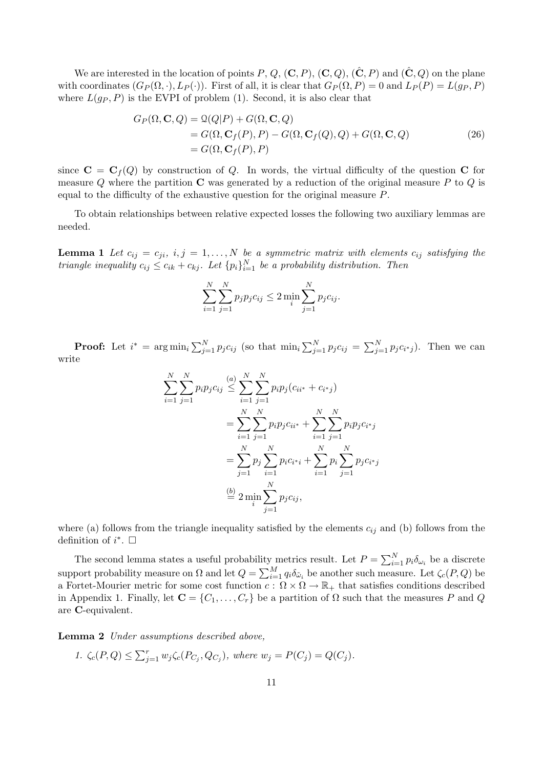We are interested in the location of points $P$, $Q$, $(\mathbf{C}, P)$, $(\mathbf{C}, Q)$, $(\hat{\mathbf{C}}, P)$ and $(\hat{\mathbf{C}}, Q)$ on the plane with coordinates $(G_P(\Omega, \cdot), L_P(\cdot))$. First of all, it is clear that $G_P(\Omega, P) = 0$ and $L_P(P) = L(g_P, P)$ where $L(g_P, P)$ is the EVPI of problem (1). Second, it is also clear that

$$
\begin{aligned}
G_P(\Omega, \mathbf{C}, Q) &= \mathcal{Q}(Q|P) + G(\Omega, \mathbf{C}, Q) \\
&= G(\Omega, \mathbf{C}_f(P), P) - G(\Omega, \mathbf{C}_f(Q), Q) + G(\Omega, \mathbf{C}, Q) \\
&= G(\Omega, \mathbf{C}_f(P), P)
\end{aligned}
\tag{26}
$$

since $\mathbf{C} = \mathbf{C}_f(Q)$ by construction of $Q$. In words, the virtual difficulty of the question $\mathbf{C}$ for measure $Q$ where the partition $\mathbf{C}$ was generated by a reduction of the original measure $P$ to $Q$ is equal to the difficulty of the exhaustive question for the original measure $P$.

To obtain relationships between relative expected losses the following two auxiliary lemmas are needed.

**Lemma 1** *Let $c_{ij} = c_{ji}$, $i, j = 1, \ldots, N$ be a symmetric matrix with elements $c_{ij}$ satisfying the triangle inequality $c_{ij} \leq c_{ik} + c_{kj}$. Let $\{p_i\}_{i=1}^N$ be a probability distribution. Then*

$$
\sum_{i=1}^N \sum_{j=1}^N p_j p_j c_{ij} \leq 2 \min_i \sum_{j=1}^N p_j c_{ij}.
$$

**Proof:** Let $i^* = \arg\min_i \sum_{j=1}^N p_j c_{ij}$ (so that $\min_i \sum_{j=1}^N p_j c_{ij} = \sum_{j=1}^N p_j c_{i^*j}$). Then we can write

$$
\begin{aligned}
\sum_{i=1}^N \sum_{j=1}^N p_i p_j c_{ij} &\overset{(a)}{\leq} \sum_{i=1}^N \sum_{j=1}^N p_i p_j (c_{ii^*} + c_{i^*j}) \\
&= \sum_{i=1}^N \sum_{j=1}^N p_i p_j c_{ii^*} + \sum_{i=1}^N \sum_{j=1}^N p_i p_j c_{i^*j} \\
&= \sum_{j=1}^N p_j \sum_{i=1}^N p_i c_{i^*i} + \sum_{i=1}^N p_i \sum_{j=1}^N p_j c_{i^*j} \\
&\overset{(b)}{=} 2 \min_i \sum_{j=1}^N p_j c_{ij},
\end{aligned}
$$

where (a) follows from the triangle inequality satisfied by the elements $c_{ij}$ and (b) follows from the definition of $i^*$. $\square$

The second lemma states a useful probability metrics result. Let $P = \sum_{i=1}^N p_i \delta_{\omega_i}$ be a discrete support probability measure on $\Omega$ and let $Q = \sum_{i=1}^M q_i \delta_{\tilde{\omega}_i}$ be another such measure. Let $\zeta_c(P, Q)$ be a Fortet-Mourier metric for some cost function $c : \Omega \times \Omega \to \mathbb{R}_+$ that satisfies conditions described in Appendix 1. Finally, let $\mathbf{C} = \{C_1, \ldots, C_r\}$ be a partition of $\Omega$ such that the measures $P$ and $Q$ are $\mathbf{C}$-equivalent.

**Lemma 2** *Under assumptions described above,*

1. $\zeta_c(P, Q) \leq \sum_{j=1}^r w_j \zeta_c(P_{C_j}, Q_{C_j})$*, where* $w_j = P(C_j) = Q(C_j)$.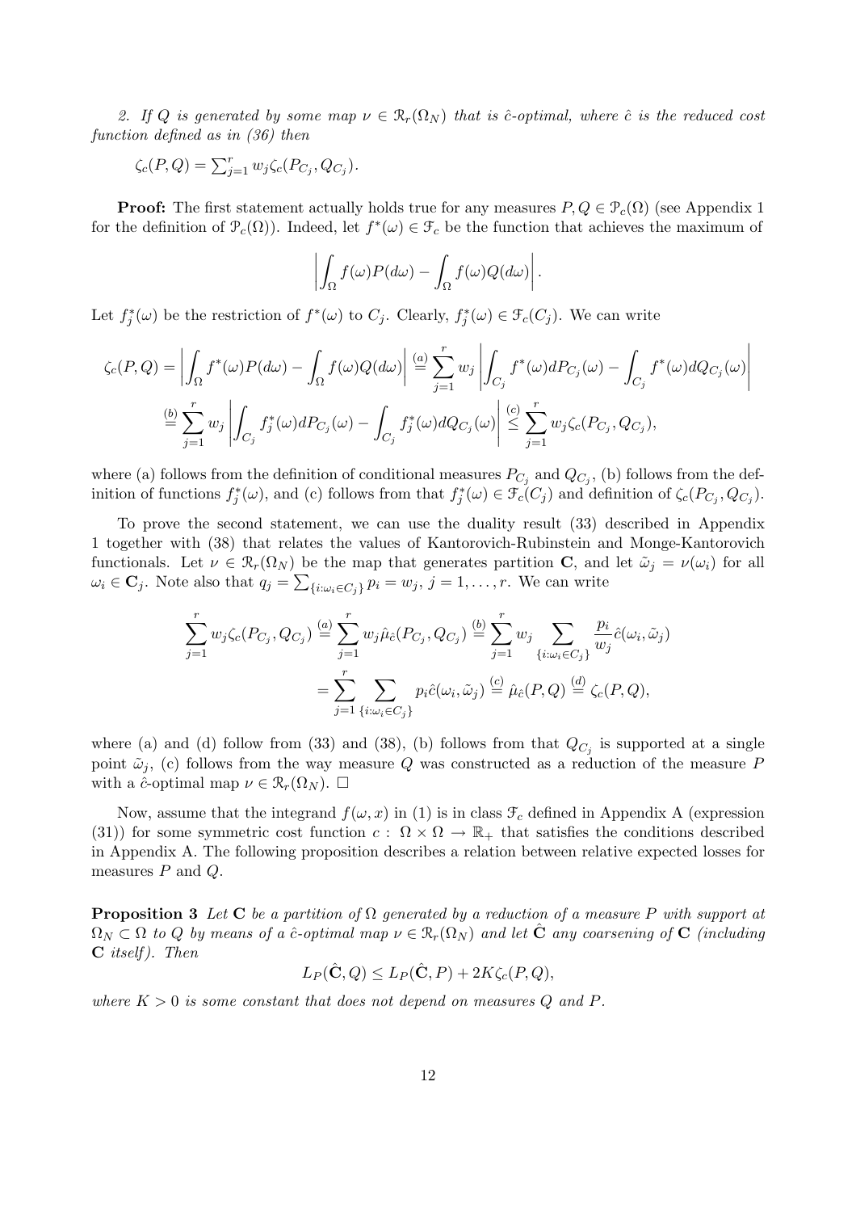*2. If $Q$ is generated by some map $\nu \in \mathcal{R}_r(\Omega_N)$ that is $\hat{c}$-optimal, where $\hat{c}$ is the reduced cost function defined as in (36) then*

$\zeta_c(P,Q) = \sum_{j=1}^r w_j \zeta_c(P_{C_j}, Q_{C_j})$.

**Proof:** The first statement actually holds true for any measures $P, Q \in \mathcal{P}_c(\Omega)$ (see Appendix 1 for the definition of $\mathcal{P}_c(\Omega)$). Indeed, let $f^*(\omega) \in \mathcal{F}_c$ be the function that achieves the maximum of

$$\left| \int_\Omega f(\omega) P(d\omega) - \int_\Omega f(\omega) Q(d\omega) \right|.$$

Let $f_j^*(\omega)$ be the restriction of $f^*(\omega)$ to $C_j$. Clearly, $f_j^*(\omega) \in \mathcal{F}_c(C_j)$. We can write

$$\zeta_c(P,Q) = \left| \int_\Omega f^*(\omega) P(d\omega) - \int_\Omega f(\omega) Q(d\omega) \right| \overset{(a)}{=} \sum_{j=1}^r w_j \left| \int_{C_j} f^*(\omega) dP_{C_j}(\omega) - \int_{C_j} f^*(\omega) dQ_{C_j}(\omega) \right|$$

$$\overset{(b)}{=} \sum_{j=1}^r w_j \left| \int_{C_j} f_j^*(\omega) dP_{C_j}(\omega) - \int_{C_j} f_j^*(\omega) dQ_{C_j}(\omega) \right| \overset{(c)}{\leq} \sum_{j=1}^r w_j \zeta_c(P_{C_j}, Q_{C_j}),$$

where (a) follows from the definition of conditional measures $P_{C_j}$ and $Q_{C_j}$, (b) follows from the definition of functions $f_j^*(\omega)$, and (c) follows from that $f_j^*(\omega) \in \mathcal{F}_c(C_j)$ and definition of $\zeta_c(P_{C_j}, Q_{C_j})$.

To prove the second statement, we can use the duality result (33) described in Appendix 1 together with (38) that relates the values of Kantorovich-Rubinstein and Monge-Kantorovich functionals. Let $\nu \in \mathcal{R}_r(\Omega_N)$ be the map that generates partition $\mathbf{C}$, and let $\tilde{\omega}_j = \nu(\omega_i)$ for all $\omega_i \in \mathbf{C}_j$. Note also that $q_j = \sum_{\{i:\omega_i \in C_j\}} p_i = w_j$, $j = 1, \ldots, r$. We can write

$$\sum_{j=1}^r w_j \zeta_c(P_{C_j}, Q_{C_j}) \overset{(a)}{=} \sum_{j=1}^r w_j \hat{\mu}_{\hat{c}}(P_{C_j}, Q_{C_j}) \overset{(b)}{=} \sum_{j=1}^r w_j \sum_{\{i:\omega_i \in C_j\}} \frac{p_i}{w_j} \hat{c}(\omega_i, \tilde{\omega}_j)$$

$$= \sum_{j=1}^r \sum_{\{i:\omega_i \in C_j\}} p_i \hat{c}(\omega_i, \tilde{\omega}_j) \overset{(c)}{=} \hat{\mu}_{\hat{c}}(P,Q) \overset{(d)}{=} \zeta_c(P,Q),$$

where (a) and (d) follow from (33) and (38), (b) follows from that $Q_{C_j}$ is supported at a single point $\tilde{\omega}_j$, (c) follows from the way measure $Q$ was constructed as a reduction of the measure $P$ with a $\hat{c}$-optimal map $\nu \in \mathcal{R}_r(\Omega_N)$. $\square$

Now, assume that the integrand $f(\omega, x)$ in (1) is in class $\mathcal{F}_c$ defined in Appendix A (expression (31)) for some symmetric cost function $c : \Omega \times \Omega \to \mathbb{R}_+$ that satisfies the conditions described in Appendix A. The following proposition describes a relation between relative expected losses for measures $P$ and $Q$.

**Proposition 3** *Let $\mathbf{C}$ be a partition of $\Omega$ generated by a reduction of a measure $P$ with support at $\Omega_N \subset \Omega$ to $Q$ by means of a $\hat{c}$-optimal map $\nu \in \mathcal{R}_r(\Omega_N)$ and let $\hat{\mathbf{C}}$ any coarsening of $\mathbf{C}$ (including $\mathbf{C}$ itself). Then*

$$L_P(\hat{\mathbf{C}}, Q) \leq L_P(\hat{\mathbf{C}}, P) + 2K\zeta_c(P,Q),$$

*where $K > 0$ is some constant that does not depend on measures $Q$ and $P$.*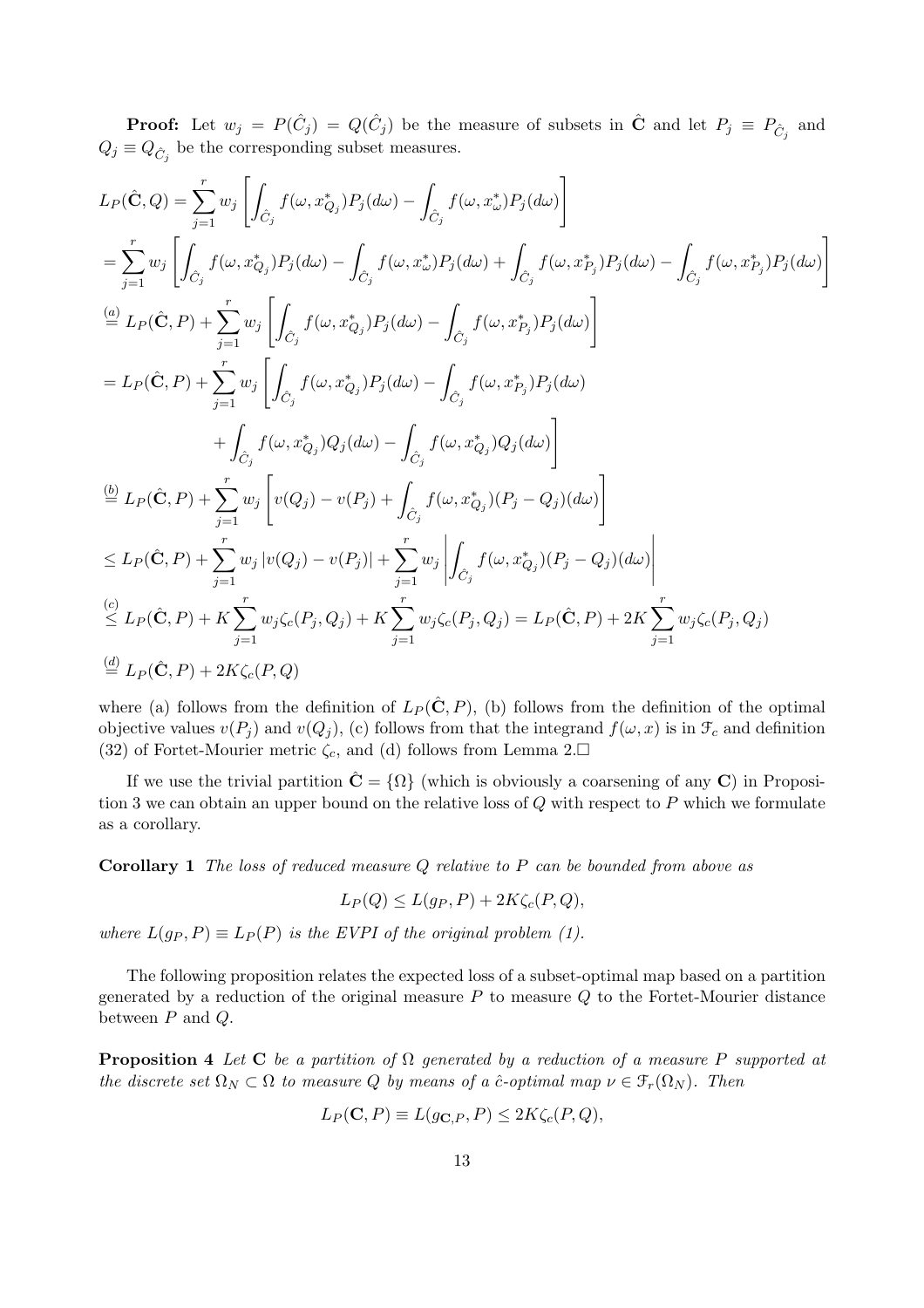**Proof:** Let $w_j = P(\hat{C}_j) = Q(\hat{C}_j)$ be the measure of subsets in $\hat{\mathbf{C}}$ and let $P_j \equiv P_{\hat{C}_j}$ and $Q_j \equiv Q_{\hat{C}_j}$ be the corresponding subset measures.

$$
\begin{aligned}
&L_P(\hat{\mathbf{C}}, Q) = \sum_{j=1}^{r} w_j \left[ \int_{\hat{C}_j} f(\omega, x^*_{Q_j}) P_j(d\omega) - \int_{\hat{C}_j} f(\omega, x^*_{\omega}) P_j(d\omega) \right] \\
&= \sum_{j=1}^{r} w_j \left[ \int_{\hat{C}_j} f(\omega, x^*_{Q_j}) P_j(d\omega) - \int_{\hat{C}_j} f(\omega, x^*_{\omega}) P_j(d\omega) + \int_{\hat{C}_j} f(\omega, x^*_{P_j}) P_j(d\omega) - \int_{\hat{C}_j} f(\omega, x^*_{P_j}) P_j(d\omega) \right] \\
&\overset{(a)}{=} L_P(\hat{\mathbf{C}}, P) + \sum_{j=1}^{r} w_j \left[ \int_{\hat{C}_j} f(\omega, x^*_{Q_j}) P_j(d\omega) - \int_{\hat{C}_j} f(\omega, x^*_{P_j}) P_j(d\omega) \right] \\
&= L_P(\hat{\mathbf{C}}, P) + \sum_{j=1}^{r} w_j \left[ \int_{\hat{C}_j} f(\omega, x^*_{Q_j}) P_j(d\omega) - \int_{\hat{C}_j} f(\omega, x^*_{P_j}) P_j(d\omega) \right. \\
&\qquad \left. + \int_{\hat{C}_j} f(\omega, x^*_{Q_j}) Q_j(d\omega) - \int_{\hat{C}_j} f(\omega, x^*_{Q_j}) Q_j(d\omega) \right] \\
&\overset{(b)}{=} L_P(\hat{\mathbf{C}}, P) + \sum_{j=1}^{r} w_j \left[ v(Q_j) - v(P_j) + \int_{\hat{C}_j} f(\omega, x^*_{Q_j})(P_j - Q_j)(d\omega) \right] \\
&\leq L_P(\hat{\mathbf{C}}, P) + \sum_{j=1}^{r} w_j \left| v(Q_j) - v(P_j) \right| + \sum_{j=1}^{r} w_j \left| \int_{\hat{C}_j} f(\omega, x^*_{Q_j})(P_j - Q_j)(d\omega) \right| \\
&\overset{(c)}{\leq} L_P(\hat{\mathbf{C}}, P) + K \sum_{j=1}^{r} w_j \zeta_c(P_j, Q_j) + K \sum_{j=1}^{r} w_j \zeta_c(P_j, Q_j) = L_P(\hat{\mathbf{C}}, P) + 2K \sum_{j=1}^{r} w_j \zeta_c(P_j, Q_j) \\
&\overset{(d)}{=} L_P(\hat{\mathbf{C}}, P) + 2K \zeta_c(P, Q)
\end{aligned}
$$

where (a) follows from the definition of $L_P(\hat{\mathbf{C}}, P)$, (b) follows from the definition of the optimal objective values $v(P_j)$ and $v(Q_j)$, (c) follows from that the integrand $f(\omega, x)$ is in $\mathcal{F}_c$ and definition (32) of Fortet-Mourier metric $\zeta_c$, and (d) follows from Lemma 2.□

If we use the trivial partition $\hat{\mathbf{C}} = \{\Omega\}$ (which is obviously a coarsening of any $\mathbf{C}$) in Proposition 3 we can obtain an upper bound on the relative loss of $Q$ with respect to $P$ which we formulate as a corollary.

**Corollary 1** *The loss of reduced measure $Q$ relative to $P$ can be bounded from above as*

$$
L_P(Q) \leq L(g_P, P) + 2K\zeta_c(P, Q),
$$

*where $L(g_P, P) \equiv L_P(P)$ is the EVPI of the original problem (1).*

The following proposition relates the expected loss of a subset-optimal map based on a partition generated by a reduction of the original measure $P$ to measure $Q$ to the Fortet-Mourier distance between $P$ and $Q$.

**Proposition 4** *Let $\mathbf{C}$ be a partition of $\Omega$ generated by a reduction of a measure $P$ supported at the discrete set $\Omega_N \subset \Omega$ to measure $Q$ by means of a $\hat{c}$-optimal map $\nu \in \mathcal{F}_r(\Omega_N)$. Then*

$$
L_P(\mathbf{C}, P) \equiv L(g_{\mathbf{C},P}, P) \leq 2K\zeta_c(P, Q),
$$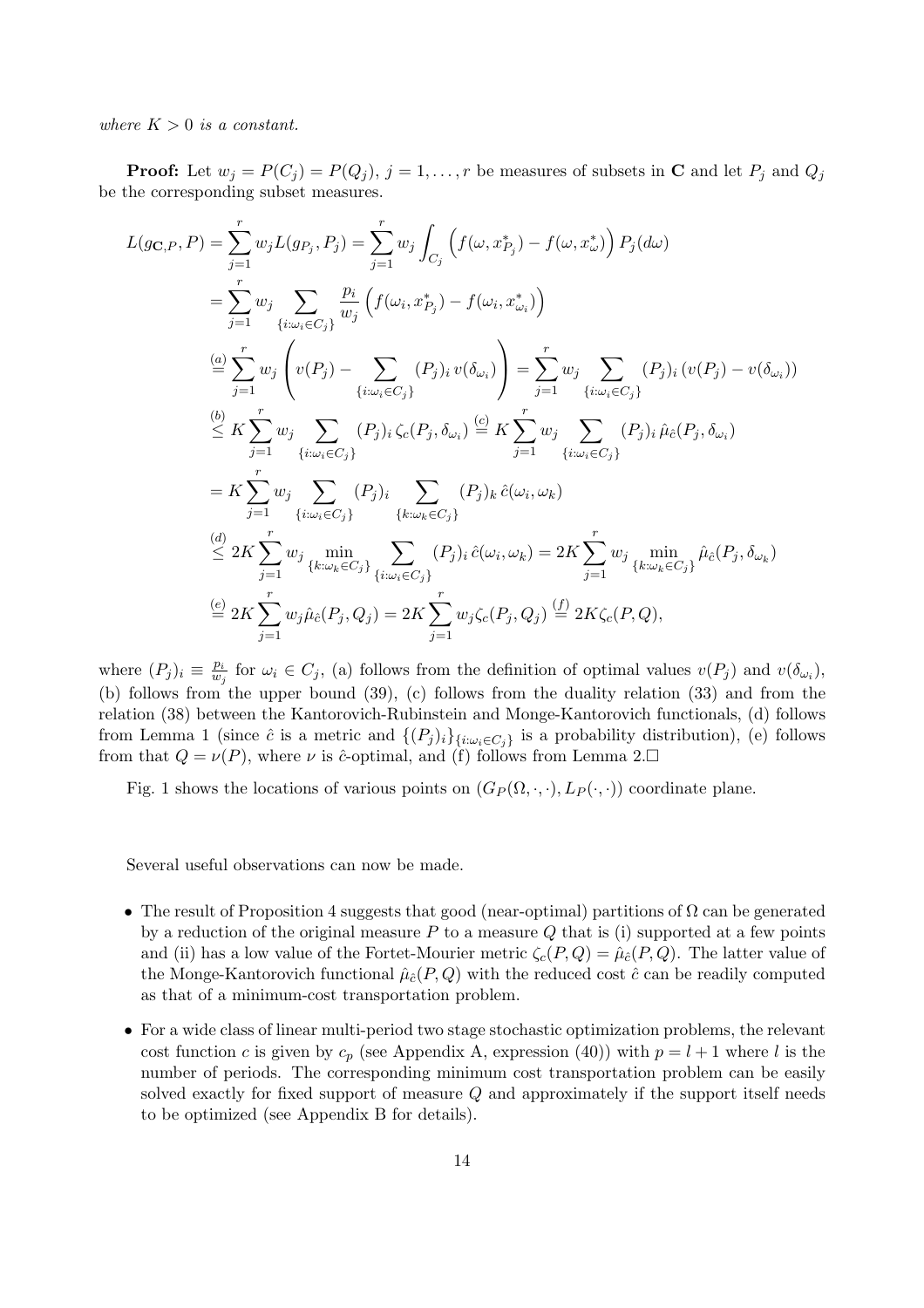*where $K > 0$ is a constant.*

**Proof:** Let $w_j = P(C_j) = P(Q_j)$, $j = 1, \ldots, r$ be measures of subsets in $\mathbf{C}$ and let $P_j$ and $Q_j$ be the corresponding subset measures.

$$
\begin{aligned}
L(g_{\mathbf{C},P}, P) &= \sum_{j=1}^{r} w_j L(g_{P_j}, P_j) = \sum_{j=1}^{r} w_j \int_{C_j} \left( f(\omega, x^*_{P_j}) - f(\omega, x^*_{\omega}) \right) P_j(d\omega) \\
&= \sum_{j=1}^{r} w_j \sum_{\{i:\omega_i \in C_j\}} \frac{p_i}{w_j} \left( f(\omega_i, x^*_{P_j}) - f(\omega_i, x^*_{\omega_i}) \right) \\
&\overset{(a)}{=} \sum_{j=1}^{r} w_j \left( v(P_j) - \sum_{\{i:\omega_i \in C_j\}} (P_j)_i \, v(\delta_{\omega_i}) \right) = \sum_{j=1}^{r} w_j \sum_{\{i:\omega_i \in C_j\}} (P_j)_i \left( v(P_j) - v(\delta_{\omega_i}) \right) \\
&\overset{(b)}{\leq} K \sum_{j=1}^{r} w_j \sum_{\{i:\omega_i \in C_j\}} (P_j)_i \, \zeta_c(P_j, \delta_{\omega_i}) \overset{(c)}{=} K \sum_{j=1}^{r} w_j \sum_{\{i:\omega_i \in C_j\}} (P_j)_i \, \hat{\mu}_{\hat{c}}(P_j, \delta_{\omega_i}) \\
&= K \sum_{j=1}^{r} w_j \sum_{\{i:\omega_i \in C_j\}} (P_j)_i \sum_{\{k:\omega_k \in C_j\}} (P_j)_k \, \hat{c}(\omega_i, \omega_k) \\
&\overset{(d)}{\leq} 2K \sum_{j=1}^{r} w_j \min_{\{k:\omega_k \in C_j\}} \sum_{\{i:\omega_i \in C_j\}} (P_j)_i \, \hat{c}(\omega_i, \omega_k) = 2K \sum_{j=1}^{r} w_j \min_{\{k:\omega_k \in C_j\}} \hat{\mu}_{\hat{c}}(P_j, \delta_{\omega_k}) \\
&\overset{(e)}{=} 2K \sum_{j=1}^{r} w_j \hat{\mu}_{\hat{c}}(P_j, Q_j) = 2K \sum_{j=1}^{r} w_j \zeta_c(P_j, Q_j) \overset{(f)}{=} 2K \zeta_c(P, Q),
\end{aligned}
$$

where $(P_j)_i \equiv \frac{p_i}{w_j}$ for $\omega_i \in C_j$, (a) follows from the definition of optimal values $v(P_j)$ and $v(\delta_{\omega_i})$, (b) follows from the upper bound (39), (c) follows from the duality relation (33) and from the relation (38) between the Kantorovich-Rubinstein and Monge-Kantorovich functionals, (d) follows from Lemma 1 (since $\hat{c}$ is a metric and $\{(P_j)_i\}_{\{i:\omega_i \in C_j\}}$ is a probability distribution), (e) follows from that $Q = \nu(P)$, where $\nu$ is $\hat{c}$-optimal, and (f) follows from Lemma 2.□

Fig. 1 shows the locations of various points on $(G_P(\Omega, \cdot, \cdot), L_P(\cdot, \cdot))$ coordinate plane.

Several useful observations can now be made.

- The result of Proposition 4 suggests that good (near-optimal) partitions of $\Omega$ can be generated by a reduction of the original measure $P$ to a measure $Q$ that is (i) supported at a few points and (ii) has a low value of the Fortet-Mourier metric $\zeta_c(P, Q) = \hat{\mu}_{\hat{c}}(P, Q)$. The latter value of the Monge-Kantorovich functional $\hat{\mu}_{\hat{c}}(P, Q)$ with the reduced cost $\hat{c}$ can be readily computed as that of a minimum-cost transportation problem.
- For a wide class of linear multi-period two stage stochastic optimization problems, the relevant cost function $c$ is given by $c_p$ (see Appendix A, expression (40)) with $p = l + 1$ where $l$ is the number of periods. The corresponding minimum cost transportation problem can be easily solved exactly for fixed support of measure $Q$ and approximately if the support itself needs to be optimized (see Appendix B for details).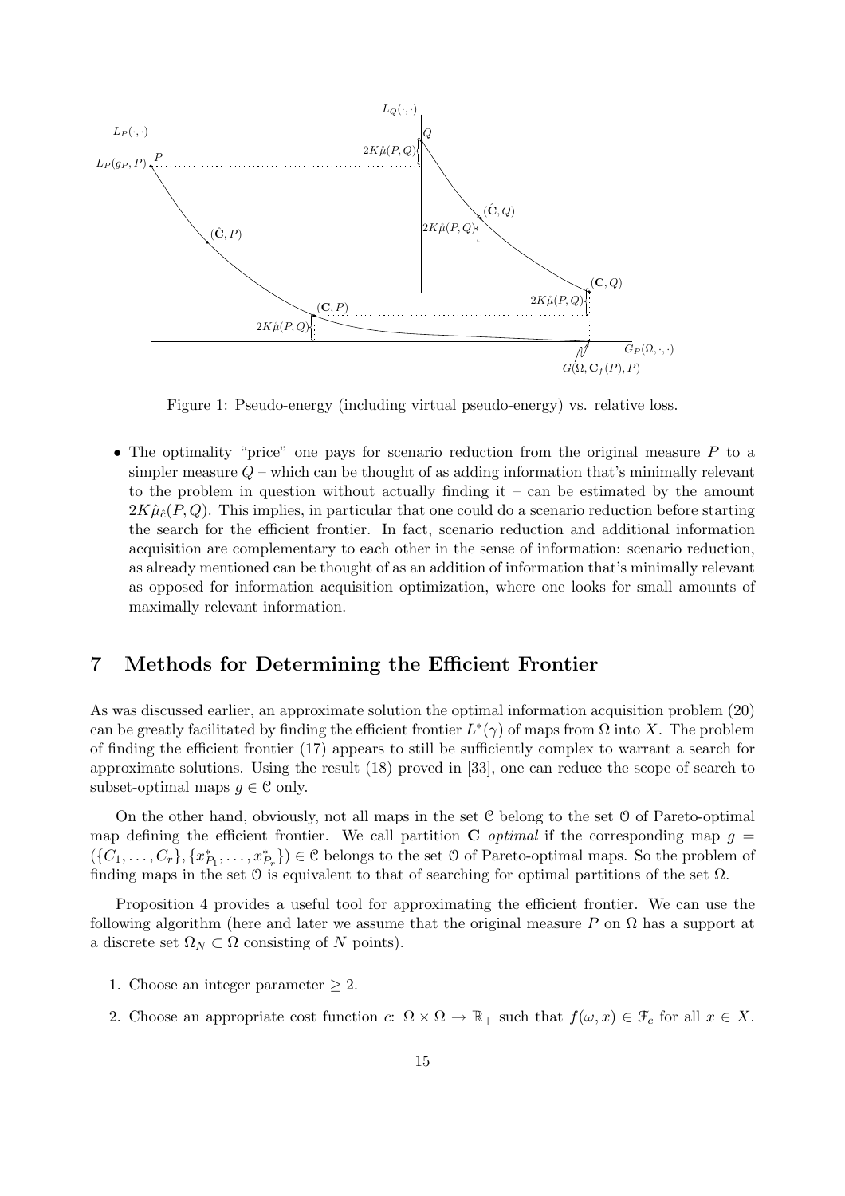Figure 1: Pseudo-energy (including virtual pseudo-energy) vs. relative loss.

- The optimality "price" one pays for scenario reduction from the original measure $P$ to a simpler measure $Q$ – which can be thought of as adding information that's minimally relevant to the problem in question without actually finding it – can be estimated by the amount $2K\hat{\mu}_{\hat{c}}(P,Q)$. This implies, in particular that one could do a scenario reduction before starting the search for the efficient frontier. In fact, scenario reduction and additional information acquisition are complementary to each other in the sense of information: scenario reduction, as already mentioned can be thought of as an addition of information that's minimally relevant as opposed for information acquisition optimization, where one looks for small amounts of maximally relevant information.

## 7 Methods for Determining the Efficient Frontier

As was discussed earlier, an approximate solution the optimal information acquisition problem (20) can be greatly facilitated by finding the efficient frontier $L^*(\gamma)$ of maps from $\Omega$ into $X$. The problem of finding the efficient frontier (17) appears to still be sufficiently complex to warrant a search for approximate solutions. Using the result (18) proved in [33], one can reduce the scope of search to subset-optimal maps $g \in \mathcal{C}$ only.

On the other hand, obviously, not all maps in the set $\mathcal{C}$ belong to the set $\mathcal{O}$ of Pareto-optimal map defining the efficient frontier. We call partition $\mathbf{C}$ *optimal* if the corresponding map $g = (\{C_1, \ldots, C_r\}, \{x^*_{P_1}, \ldots, x^*_{P_r}\}) \in \mathcal{C}$ belongs to the set $\mathcal{O}$ of Pareto-optimal maps. So the problem of finding maps in the set $\mathcal{O}$ is equivalent to that of searching for optimal partitions of the set $\Omega$.

Proposition 4 provides a useful tool for approximating the efficient frontier. We can use the following algorithm (here and later we assume that the original measure $P$ on $\Omega$ has a support at a discrete set $\Omega_N \subset \Omega$ consisting of $N$ points).

1. Choose an integer parameter $\geq 2$.
2. Choose an appropriate cost function $c$: $\Omega \times \Omega \to \mathbb{R}_+$ such that $f(\omega, x) \in \mathcal{F}_c$ for all $x \in X$.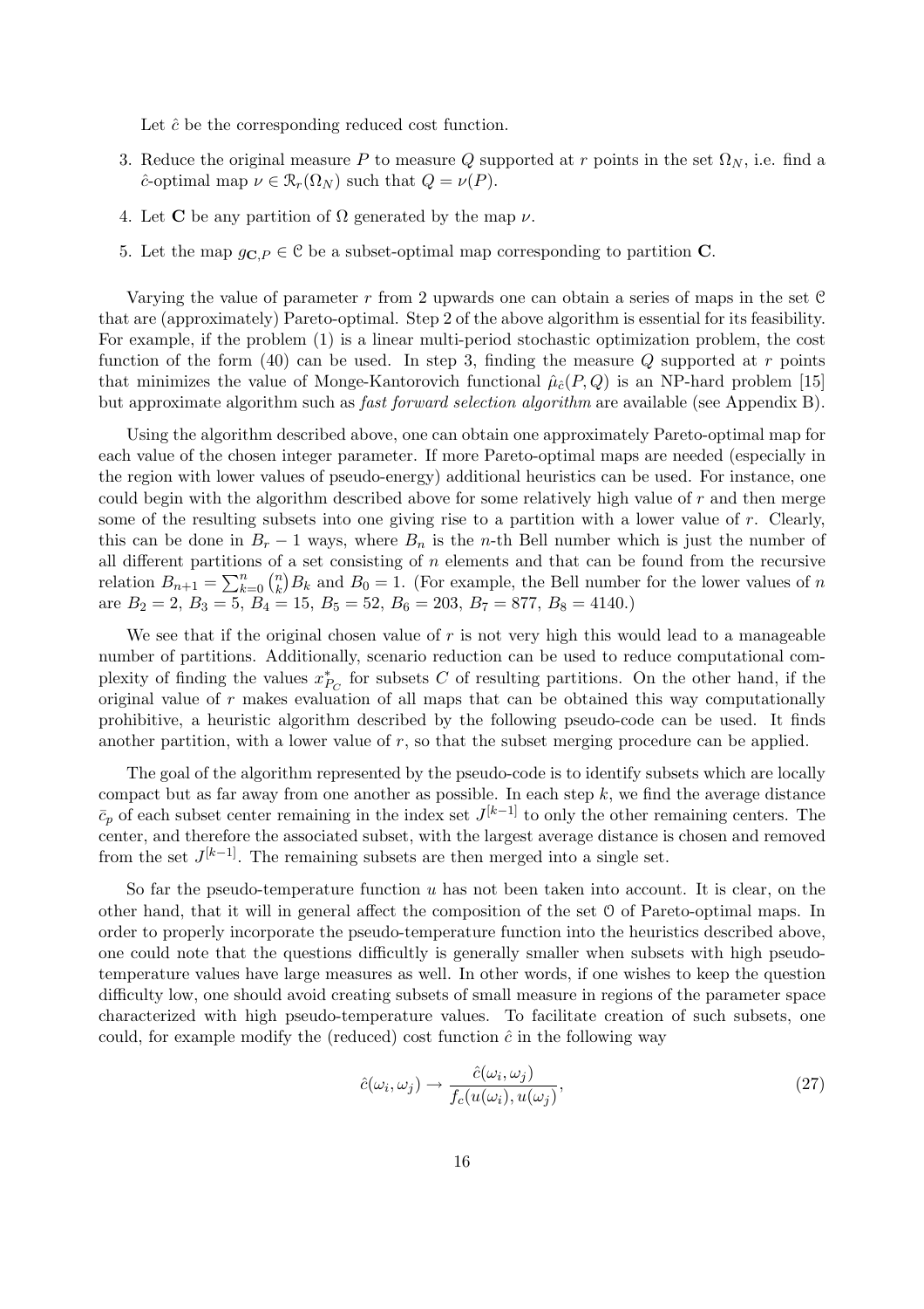Let $\hat{c}$ be the corresponding reduced cost function.

3. Reduce the original measure $P$ to measure $Q$ supported at $r$ points in the set $\Omega_N$, i.e. find a $\hat{c}$-optimal map $\nu \in \mathcal{R}_r(\Omega_N)$ such that $Q = \nu(P)$.

4. Let $\mathbf{C}$ be any partition of $\Omega$ generated by the map $\nu$.

5. Let the map $g_{\mathbf{C},P} \in \mathcal{C}$ be a subset-optimal map corresponding to partition $\mathbf{C}$.

Varying the value of parameter $r$ from 2 upwards one can obtain a series of maps in the set $\mathcal{C}$ that are (approximately) Pareto-optimal. Step 2 of the above algorithm is essential for its feasibility. For example, if the problem (1) is a linear multi-period stochastic optimization problem, the cost function of the form (40) can be used. In step 3, finding the measure $Q$ supported at $r$ points that minimizes the value of Monge-Kantorovich functional $\hat{\mu}_{\hat{c}}(P, Q)$ is an NP-hard problem [15] but approximate algorithm such as *fast forward selection algorithm* are available (see Appendix B).

Using the algorithm described above, one can obtain one approximately Pareto-optimal map for each value of the chosen integer parameter. If more Pareto-optimal maps are needed (especially in the region with lower values of pseudo-energy) additional heuristics can be used. For instance, one could begin with the algorithm described above for some relatively high value of $r$ and then merge some of the resulting subsets into one giving rise to a partition with a lower value of $r$. Clearly, this can be done in $B_r - 1$ ways, where $B_n$ is the $n$-th Bell number which is just the number of all different partitions of a set consisting of $n$ elements and that can be found from the recursive relation $B_{n+1} = \sum_{k=0}^{n} \binom{n}{k} B_k$ and $B_0 = 1$. (For example, the Bell number for the lower values of $n$ are $B_2 = 2$, $B_3 = 5$, $B_4 = 15$, $B_5 = 52$, $B_6 = 203$, $B_7 = 877$, $B_8 = 4140$.)

We see that if the original chosen value of $r$ is not very high this would lead to a manageable number of partitions. Additionally, scenario reduction can be used to reduce computational complexity of finding the values $x^*_{P_C}$ for subsets $C$ of resulting partitions. On the other hand, if the original value of $r$ makes evaluation of all maps that can be obtained this way computationally prohibitive, a heuristic algorithm described by the following pseudo-code can be used. It finds another partition, with a lower value of $r$, so that the subset merging procedure can be applied.

The goal of the algorithm represented by the pseudo-code is to identify subsets which are locally compact but as far away from one another as possible. In each step $k$, we find the average distance $\bar{c}_p$ of each subset center remaining in the index set $J^{[k-1]}$ to only the other remaining centers. The center, and therefore the associated subset, with the largest average distance is chosen and removed from the set $J^{[k-1]}$. The remaining subsets are then merged into a single set.

So far the pseudo-temperature function $u$ has not been taken into account. It is clear, on the other hand, that it will in general affect the composition of the set $\mathcal{O}$ of Pareto-optimal maps. In order to properly incorporate the pseudo-temperature function into the heuristics described above, one could note that the questions difficultly is generally smaller when subsets with high pseudo-temperature values have large measures as well. In other words, if one wishes to keep the question difficulty low, one should avoid creating subsets of small measure in regions of the parameter space characterized with high pseudo-temperature values. To facilitate creation of such subsets, one could, for example modify the (reduced) cost function $\hat{c}$ in the following way

$$\hat{c}(\omega_i, \omega_j) \to \frac{\hat{c}(\omega_i, \omega_j)}{f_c(u(\omega_i), u(\omega_j))}, \tag{27}$$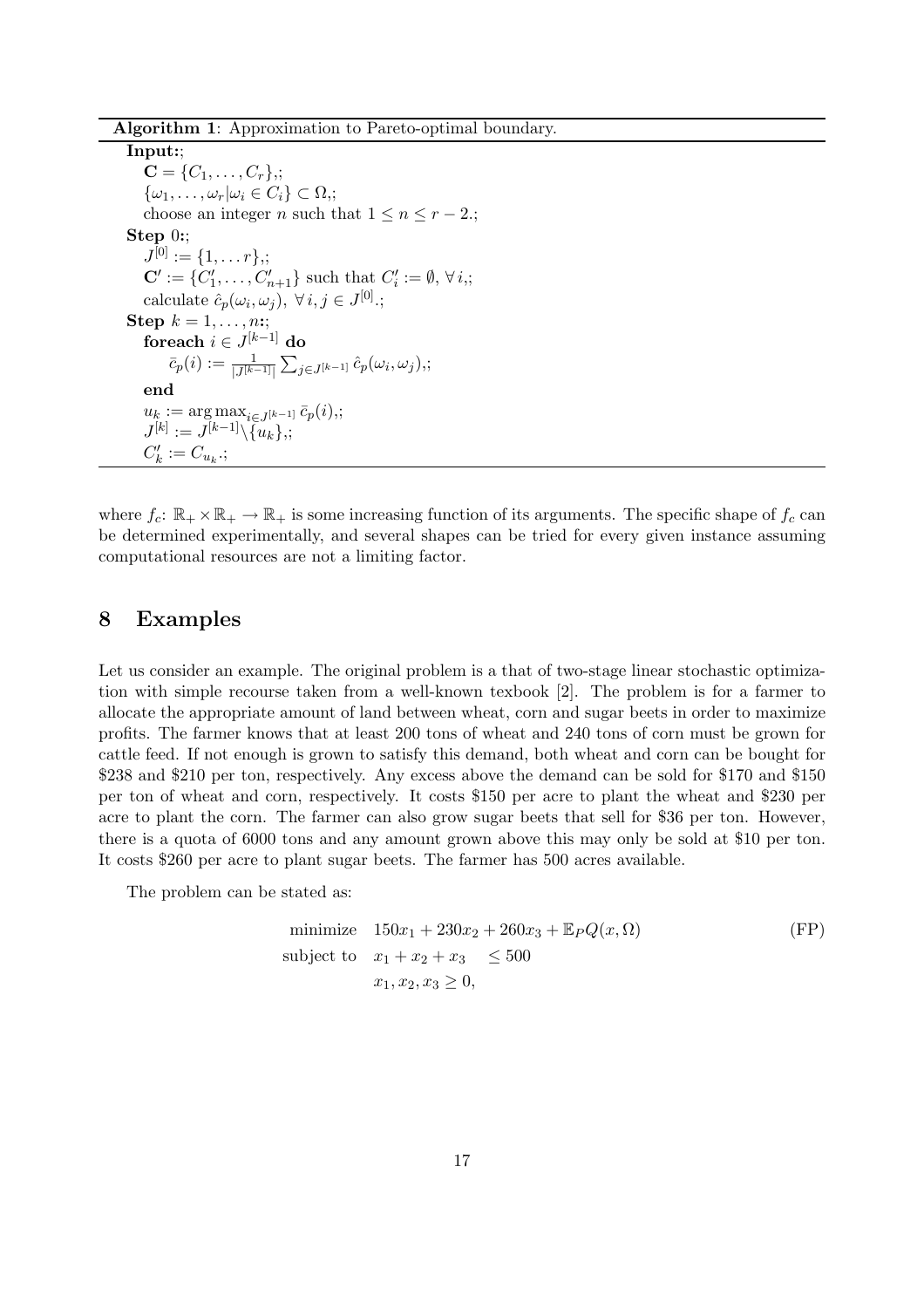**Algorithm 1**: Approximation to Pareto-optimal boundary.

**Input:**;

$\mathbf{C} = \{C_1, \dots, C_r\}$,;

$\{\omega_1, \dots, \omega_r | \omega_i \in C_i\} \subset \Omega$,;

choose an integer $n$ such that $1 \leq n \leq r - 2$.;

**Step** 0**:**;

$J^{[0]} := \{1, \dots r\}$,;

$\mathbf{C}' := \{C'_1, \dots, C'_{n+1}\}$ such that $C'_i := \emptyset, \forall i$,;

calculate $\hat{c}_p(\omega_i, \omega_j), \forall i, j \in J^{[0]}$.;

**Step** $k = 1, \dots, n$**:**;

**foreach** $i \in J^{[k-1]}$ **do**

$\bar{c}_p(i) := \frac{1}{|J^{[k-1]}|} \sum_{j \in J^{[k-1]}} \hat{c}_p(\omega_i, \omega_j)$,;

**end**

$u_k := \arg\max_{i \in J^{[k-1]}} \bar{c}_p(i)$,;

$J^{[k]} := J^{[k-1]} \backslash \{u_k\}$,;

$C'_k := C_{u_k}$.;

where $f_c$: $\mathbb{R}_+ \times \mathbb{R}_+ \to \mathbb{R}_+$ is some increasing function of its arguments. The specific shape of $f_c$ can be determined experimentally, and several shapes can be tried for every given instance assuming computational resources are not a limiting factor.

## 8 Examples

Let us consider an example. The original problem is a that of two-stage linear stochastic optimization with simple recourse taken from a well-known texbook [2]. The problem is for a farmer to allocate the appropriate amount of land between wheat, corn and sugar beets in order to maximize profits. The farmer knows that at least 200 tons of wheat and 240 tons of corn must be grown for cattle feed. If not enough is grown to satisfy this demand, both wheat and corn can be bought for \$238 and \$210 per ton, respectively. Any excess above the demand can be sold for \$170 and \$150 per ton of wheat and corn, respectively. It costs \$150 per acre to plant the wheat and \$230 per acre to plant the corn. The farmer can also grow sugar beets that sell for \$36 per ton. However, there is a quota of 6000 tons and any amount grown above this may only be sold at \$10 per ton. It costs \$260 per acre to plant sugar beets. The farmer has 500 acres available.

The problem can be stated as:

$$
\begin{aligned}
\text{minimize} \quad & 150x_1 + 230x_2 + 260x_3 + \mathbb{E}_P Q(x, \Omega) \\
\text{subject to} \quad & x_1 + x_2 + x_3 \quad \leq 500 \\
& x_1, x_2, x_3 \geq 0,
\end{aligned}
\tag{FP}
$$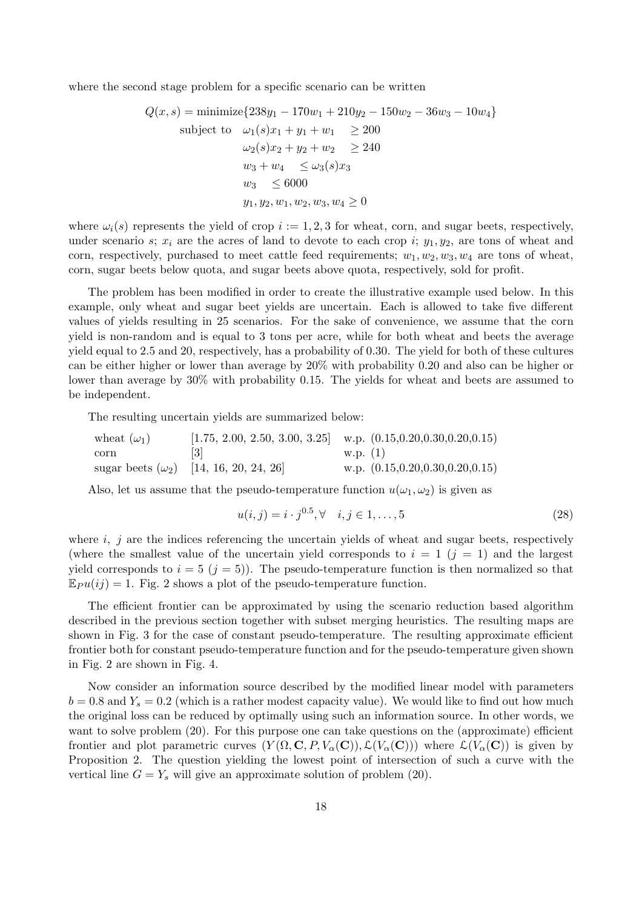where the second stage problem for a specific scenario can be written

$$
\begin{aligned}
Q(x,s) = \text{minimize} & \{238y_1 - 170w_1 + 210y_2 - 150w_2 - 36w_3 - 10w_4\} \\
\text{subject to} \quad & \omega_1(s)x_1 + y_1 + w_1 \quad \geq 200 \\
& \omega_2(s)x_2 + y_2 + w_2 \quad \geq 240 \\
& w_3 + w_4 \quad \leq \omega_3(s)x_3 \\
& w_3 \quad \leq 6000 \\
& y_1, y_2, w_1, w_2, w_3, w_4 \geq 0
\end{aligned}
$$

where $\omega_i(s)$ represents the yield of crop $i := 1, 2, 3$ for wheat, corn, and sugar beets, respectively, under scenario $s$; $x_i$ are the acres of land to devote to each crop $i$; $y_1, y_2$, are tons of wheat and corn, respectively, purchased to meet cattle feed requirements; $w_1, w_2, w_3, w_4$ are tons of wheat, corn, sugar beets below quota, and sugar beets above quota, respectively, sold for profit.

The problem has been modified in order to create the illustrative example used below. In this example, only wheat and sugar beet yields are uncertain. Each is allowed to take five different values of yields resulting in 25 scenarios. For the sake of convenience, we assume that the corn yield is non-random and is equal to 3 tons per acre, while for both wheat and beets the average yield equal to 2.5 and 20, respectively, has a probability of 0.30. The yield for both of these cultures can be either higher or lower than average by 20% with probability 0.20 and also can be higher or lower than average by 30% with probability 0.15. The yields for wheat and beets are assumed to be independent.

The resulting uncertain yields are summarized below:

| | | |
|---|---|---|
| wheat ($\omega_1$) | [1.75, 2.00, 2.50, 3.00, 3.25] | w.p. (0.15,0.20,0.30,0.20,0.15) |
| corn | [3] | w.p. (1) |
| sugar beets ($\omega_2$) | [14, 16, 20, 24, 26] | w.p. (0.15,0.20,0.30,0.20,0.15) |

Also, let us assume that the pseudo-temperature function $u(\omega_1, \omega_2)$ is given as

$$
u(i,j) = i \cdot j^{0.5}, \forall \quad i, j \in 1, \ldots, 5 \tag{28}
$$

where $i$, $j$ are the indices referencing the uncertain yields of wheat and sugar beets, respectively (where the smallest value of the uncertain yield corresponds to $i = 1$ ($j = 1$) and the largest yield corresponds to $i = 5$ ($j = 5$)). The pseudo-temperature function is then normalized so that $\mathbb{E}_P u(ij) = 1$. Fig. 2 shows a plot of the pseudo-temperature function.

The efficient frontier can be approximated by using the scenario reduction based algorithm described in the previous section together with subset merging heuristics. The resulting maps are shown in Fig. 3 for the case of constant pseudo-temperature. The resulting approximate efficient frontier both for constant pseudo-temperature function and for the pseudo-temperature given shown in Fig. 2 are shown in Fig. 4.

Now consider an information source described by the modified linear model with parameters $b = 0.8$ and $Y_s = 0.2$ (which is a rather modest capacity value). We would like to find out how much the original loss can be reduced by optimally using such an information source. In other words, we want to solve problem (20). For this purpose one can take questions on the (approximate) efficient frontier and plot parametric curves $(Y(\Omega, \mathbf{C}, P, V_\alpha(\mathbf{C})), \mathcal{L}(V_\alpha(\mathbf{C})))$ where $\mathcal{L}(V_\alpha(\mathbf{C}))$ is given by Proposition 2. The question yielding the lowest point of intersection of such a curve with the vertical line $G = Y_s$ will give an approximate solution of problem (20).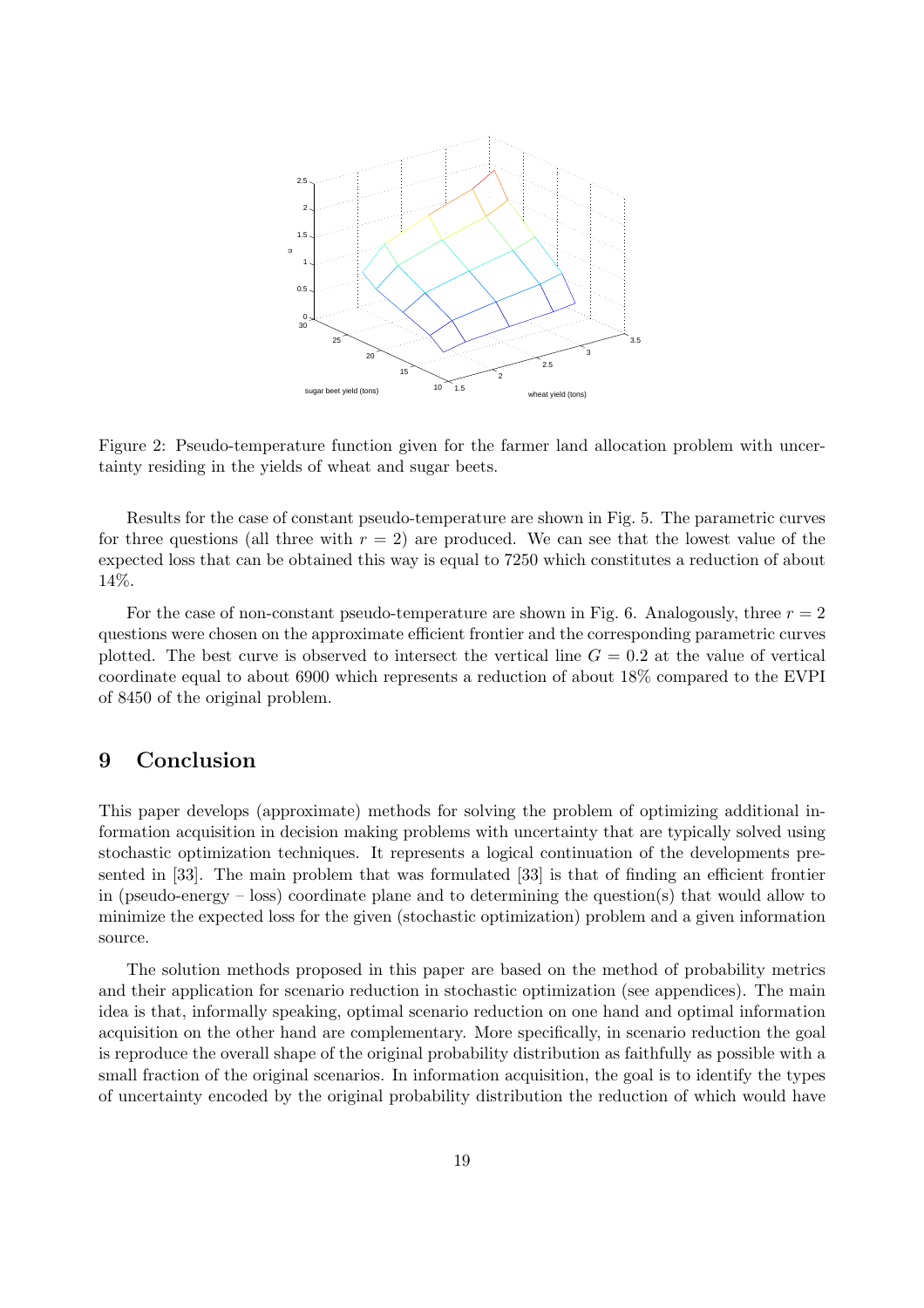Figure 2: Pseudo-temperature function given for the farmer land allocation problem with uncertainty residing in the yields of wheat and sugar beets.

Results for the case of constant pseudo-temperature are shown in Fig. 5. The parametric curves for three questions (all three with $r = 2$) are produced. We can see that the lowest value of the expected loss that can be obtained this way is equal to 7250 which constitutes a reduction of about 14%.

For the case of non-constant pseudo-temperature are shown in Fig. 6. Analogously, three $r = 2$ questions were chosen on the approximate efficient frontier and the corresponding parametric curves plotted. The best curve is observed to intersect the vertical line $G = 0.2$ at the value of vertical coordinate equal to about 6900 which represents a reduction of about 18% compared to the EVPI of 8450 of the original problem.

## 9 Conclusion

This paper develops (approximate) methods for solving the problem of optimizing additional information acquisition in decision making problems with uncertainty that are typically solved using stochastic optimization techniques. It represents a logical continuation of the developments presented in [33]. The main problem that was formulated [33] is that of finding an efficient frontier in (pseudo-energy – loss) coordinate plane and to determining the question(s) that would allow to minimize the expected loss for the given (stochastic optimization) problem and a given information source.

The solution methods proposed in this paper are based on the method of probability metrics and their application for scenario reduction in stochastic optimization (see appendices). The main idea is that, informally speaking, optimal scenario reduction on one hand and optimal information acquisition on the other hand are complementary. More specifically, in scenario reduction the goal is reproduce the overall shape of the original probability distribution as faithfully as possible with a small fraction of the original scenarios. In information acquisition, the goal is to identify the types of uncertainty encoded by the original probability distribution the reduction of which would have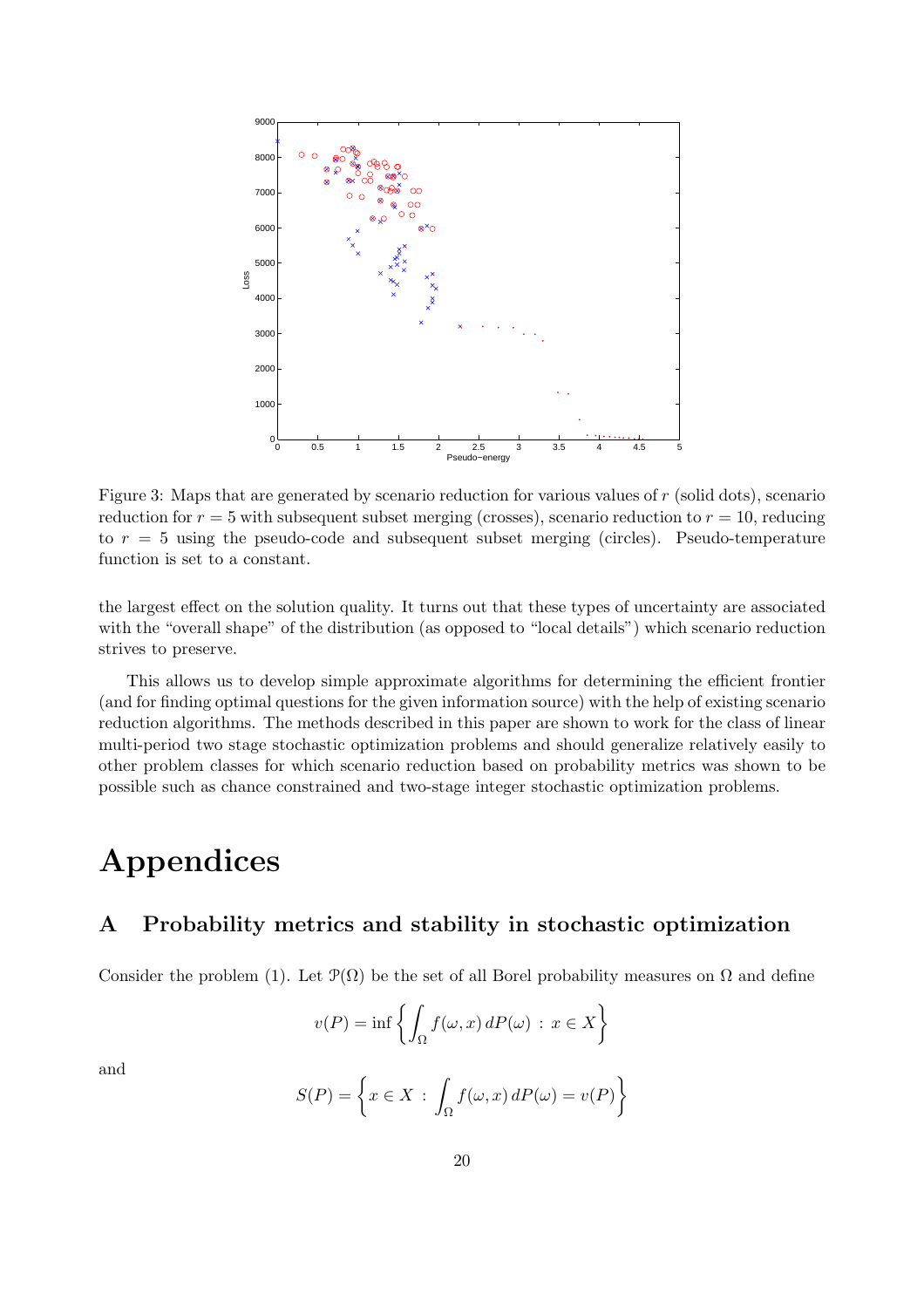Figure 3: Maps that are generated by scenario reduction for various values of $r$ (solid dots), scenario reduction for $r = 5$ with subsequent subset merging (crosses), scenario reduction to $r = 10$, reducing to $r = 5$ using the pseudo-code and subsequent subset merging (circles). Pseudo-temperature function is set to a constant.

the largest effect on the solution quality. It turns out that these types of uncertainty are associated with the "overall shape" of the distribution (as opposed to "local details") which scenario reduction strives to preserve.

This allows us to develop simple approximate algorithms for determining the efficient frontier (and for finding optimal questions for the given information source) with the help of existing scenario reduction algorithms. The methods described in this paper are shown to work for the class of linear multi-period two stage stochastic optimization problems and should generalize relatively easily to other problem classes for which scenario reduction based on probability metrics was shown to be possible such as chance constrained and two-stage integer stochastic optimization problems.

# Appendices

## A Probability metrics and stability in stochastic optimization

Consider the problem (1). Let $\mathcal{P}(\Omega)$ be the set of all Borel probability measures on $\Omega$ and define

$$v(P) = \inf \left\{ \int_\Omega f(\omega, x)\, dP(\omega) \,:\, x \in X \right\}$$

and

$$S(P) = \left\{ x \in X \,:\, \int_\Omega f(\omega, x)\, dP(\omega) = v(P) \right\}$$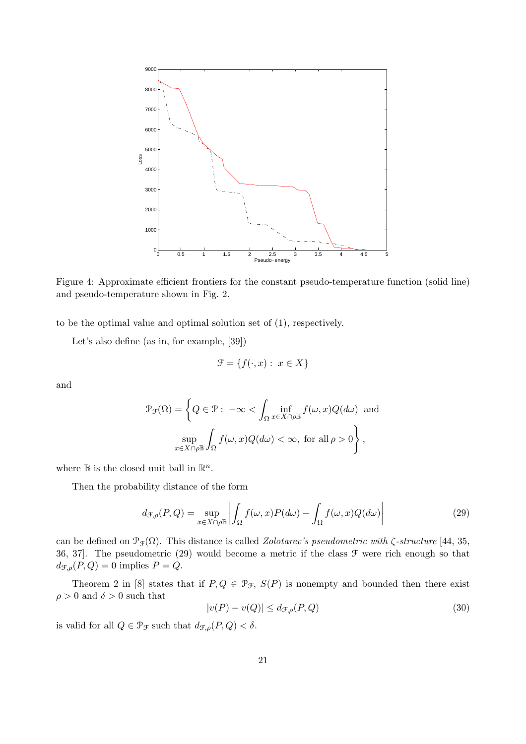Figure 4: Approximate efficient frontiers for the constant pseudo-temperature function (solid line) and pseudo-temperature shown in Fig. 2.

to be the optimal value and optimal solution set of (1), respectively.

Let's also define (as in, for example, [39])

$$\mathcal{F} = \{f(\cdot, x) : \ x \in X\}$$

and

$$\mathcal{P}_{\mathcal{F}}(\Omega) = \left\{ Q \in \mathcal{P} : \ -\infty < \int_{\Omega} \inf_{x \in X \cap \rho \mathbb{B}} f(\omega, x) Q(d\omega) \ \text{ and } \right.$$
$$\left. \sup_{x \in X \cap \rho \mathbb{B}} \int_{\Omega} f(\omega, x) Q(d\omega) < \infty, \ \text{for all} \ \rho > 0 \right\},$$

where $\mathbb{B}$ is the closed unit ball in $\mathbb{R}^n$.

Then the probability distance of the form

$$d_{\mathcal{F},\rho}(P, Q) = \sup_{x \in X \cap \rho \mathbb{B}} \left| \int_{\Omega} f(\omega, x) P(d\omega) - \int_{\Omega} f(\omega, x) Q(d\omega) \right| \tag{29}$$

can be defined on $\mathcal{P}_{\mathcal{F}}(\Omega)$. This distance is called *Zolotarev's pseudometric with $\zeta$-structure* [44, 35, 36, 37]. The pseudometric (29) would become a metric if the class $\mathcal{F}$ were rich enough so that $d_{\mathcal{F},\rho}(P, Q) = 0$ implies $P = Q$.

Theorem 2 in [8] states that if $P, Q \in \mathcal{P}_{\mathcal{F}}$, $S(P)$ is nonempty and bounded then there exist $\rho > 0$ and $\delta > 0$ such that

$$|v(P) - v(Q)| \leq d_{\mathcal{F},\rho}(P, Q) \tag{30}$$

is valid for all $Q \in \mathcal{P}_{\mathcal{F}}$ such that $d_{\mathcal{F},\rho}(P, Q) < \delta$.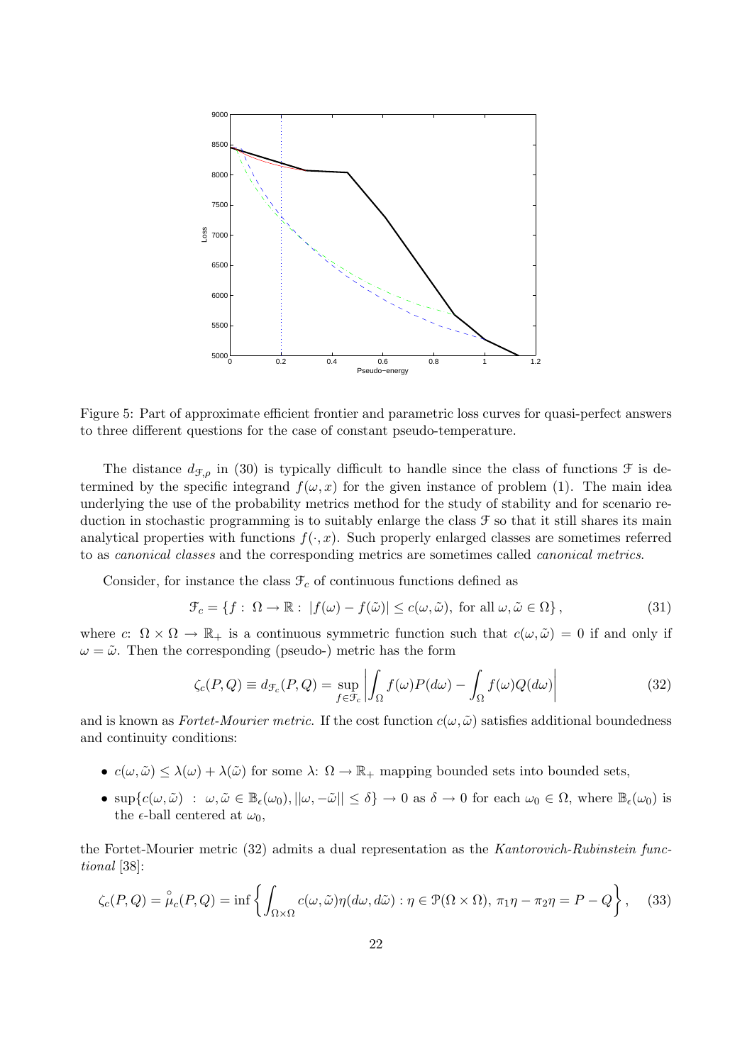Figure 5: Part of approximate efficient frontier and parametric loss curves for quasi-perfect answers to three different questions for the case of constant pseudo-temperature.

The distance $d_{\mathcal{F},\rho}$ in (30) is typically difficult to handle since the class of functions $\mathcal{F}$ is determined by the specific integrand $f(\omega, x)$ for the given instance of problem (1). The main idea underlying the use of the probability metrics method for the study of stability and for scenario reduction in stochastic programming is to suitably enlarge the class $\mathcal{F}$ so that it still shares its main analytical properties with functions $f(\cdot, x)$. Such properly enlarged classes are sometimes referred to as *canonical classes* and the corresponding metrics are sometimes called *canonical metrics*.

Consider, for instance the class $\mathcal{F}_c$ of continuous functions defined as

$$\mathcal{F}_c = \{f : \Omega \to \mathbb{R} : |f(\omega) - f(\tilde{\omega})| \le c(\omega, \tilde{\omega}), \text{ for all } \omega, \tilde{\omega} \in \Omega\}, \tag{31}$$

where $c$: $\Omega \times \Omega \to \mathbb{R}_+$ is a continuous symmetric function such that $c(\omega, \tilde{\omega}) = 0$ if and only if $\omega = \tilde{\omega}$. Then the corresponding (pseudo-) metric has the form

$$\zeta_c(P, Q) \equiv d_{\mathcal{F}_c}(P, Q) = \sup_{f \in \mathcal{F}_c} \left| \int_\Omega f(\omega) P(d\omega) - \int_\Omega f(\omega) Q(d\omega) \right| \tag{32}$$

and is known as *Fortet-Mourier metric*. If the cost function $c(\omega, \tilde{\omega})$ satisfies additional boundedness and continuity conditions:

- $c(\omega, \tilde{\omega}) \le \lambda(\omega) + \lambda(\tilde{\omega})$ for some $\lambda$: $\Omega \to \mathbb{R}_+$ mapping bounded sets into bounded sets,
- $\sup\{c(\omega, \tilde{\omega}) \ : \ \omega, \tilde{\omega} \in \mathbb{B}_\epsilon(\omega_0), ||\omega, -\tilde{\omega}|| \le \delta\} \to 0$ as $\delta \to 0$ for each $\omega_0 \in \Omega$, where $\mathbb{B}_\epsilon(\omega_0)$ is the $\epsilon$-ball centered at $\omega_0$,

the Fortet-Mourier metric (32) admits a dual representation as the *Kantorovich-Rubinstein functional* [38]:

$$\zeta_c(P, Q) = \mathring{\mu}_c(P, Q) = \inf \left\{ \int_{\Omega \times \Omega} c(\omega, \tilde{\omega}) \eta(d\omega, d\tilde{\omega}) : \eta \in \mathcal{P}(\Omega \times \Omega), \, \pi_1 \eta - \pi_2 \eta = P - Q \right\}, \tag{33}$$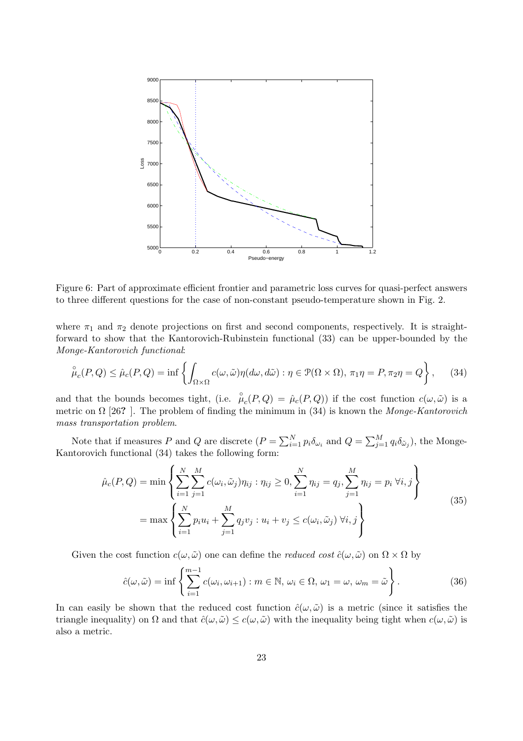Figure 6: Part of approximate efficient frontier and parametric loss curves for quasi-perfect answers to three different questions for the case of non-constant pseudo-temperature shown in Fig. 2.

where $\pi_1$ and $\pi_2$ denote projections on first and second components, respectively. It is straightforward to show that the Kantorovich-Rubinstein functional (33) can be upper-bounded by the *Monge-Kantorovich functional*:

$$\mathring{\mu}_c(P,Q) \leq \hat{\mu}_c(P,Q) = \inf \left\{ \int_{\Omega\times\Omega} c(\omega,\tilde{\omega})\eta(d\omega,d\tilde{\omega}) : \eta \in \mathcal{P}(\Omega\times\Omega),\ \pi_1\eta = P, \pi_2\eta = Q \right\}, \tag{34}$$

and that the bounds becomes tight, (i.e. $\mathring{\mu}_c(P,Q) = \hat{\mu}_c(P,Q)$) if the cost function $c(\omega,\tilde{\omega})$ is a metric on $\Omega$ [26? ]. The problem of finding the minimum in (34) is known the *Monge-Kantorovich mass transportation problem*.

Note that if measures $P$ and $Q$ are discrete ($P = \sum_{i=1}^{N} p_i\delta_{\omega_i}$ and $Q = \sum_{j=1}^{M} q_j\delta_{\tilde{\omega}_j}$), the Monge-Kantorovich functional (34) takes the following form:

$$\begin{aligned}
\hat{\mu}_c(P,Q) &= \min \left\{ \sum_{i=1}^{N}\sum_{j=1}^{M} c(\omega_i,\tilde{\omega}_j)\eta_{ij} : \eta_{ij} \geq 0, \sum_{i=1}^{N}\eta_{ij} = q_j, \sum_{j=1}^{M}\eta_{ij} = p_i\ \forall i,j \right\} \\
&= \max \left\{ \sum_{i=1}^{N} p_i u_i + \sum_{j=1}^{M} q_j v_j : u_i + v_j \leq c(\omega_i,\tilde{\omega}_j)\ \forall i,j \right\}
\end{aligned} \tag{35}$$

Given the cost function $c(\omega,\tilde{\omega})$ one can define the *reduced cost* $\hat{c}(\omega,\tilde{\omega})$ on $\Omega\times\Omega$ by

$$\hat{c}(\omega,\tilde{\omega}) = \inf \left\{ \sum_{i=1}^{m-1} c(\omega_i,\omega_{i+1}) : m \in \mathbb{N},\ \omega_i \in \Omega,\ \omega_1 = \omega,\ \omega_m = \tilde{\omega} \right\}. \tag{36}$$

In can easily be shown that the reduced cost function $\hat{c}(\omega,\tilde{\omega})$ is a metric (since it satisfies the triangle inequality) on $\Omega$ and that $\hat{c}(\omega,\tilde{\omega}) \leq c(\omega,\tilde{\omega})$ with the inequality being tight when $c(\omega,\tilde{\omega})$ is also a metric.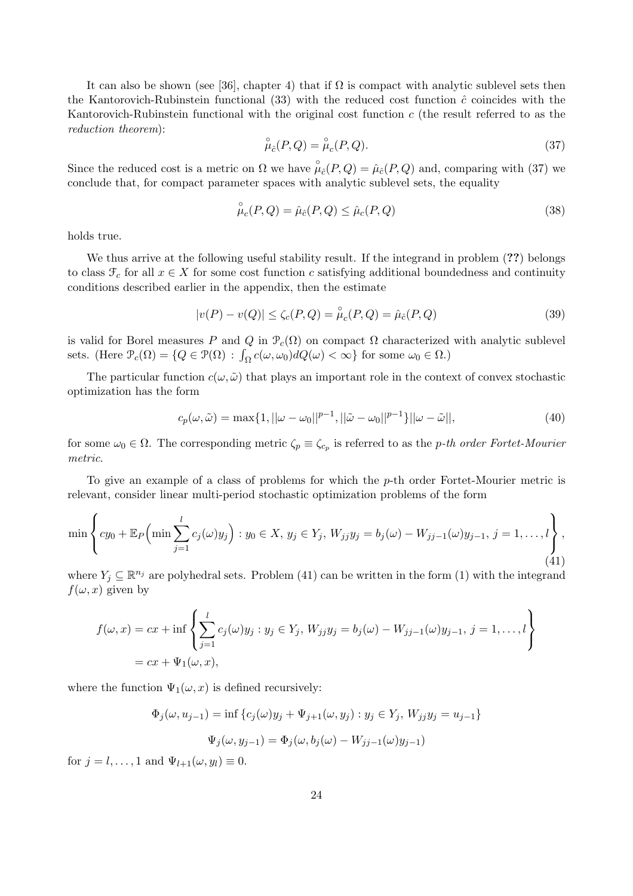It can also be shown (see [36], chapter 4) that if $\Omega$ is compact with analytic sublevel sets then the Kantorovich-Rubinstein functional (33) with the reduced cost function $\hat{c}$ coincides with the Kantorovich-Rubinstein functional with the original cost function $c$ (the result referred to as the *reduction theorem*):

$$\mathring{\mu}_{\hat{c}}(P,Q) = \mathring{\mu}_c(P,Q). \tag{37}$$

Since the reduced cost is a metric on $\Omega$ we have $\mathring{\mu}_{\hat{c}}(P,Q) = \hat{\mu}_{\hat{c}}(P,Q)$ and, comparing with (37) we conclude that, for compact parameter spaces with analytic sublevel sets, the equality

$$\mathring{\mu}_c(P,Q) = \hat{\mu}_{\hat{c}}(P,Q) \leq \hat{\mu}_c(P,Q) \tag{38}$$

holds true.

We thus arrive at the following useful stability result. If the integrand in problem (**??**) belongs to class $\mathcal{F}_c$ for all $x \in X$ for some cost function $c$ satisfying additional boundedness and continuity conditions described earlier in the appendix, then the estimate

$$|v(P) - v(Q)| \leq \zeta_c(P,Q) = \mathring{\mu}_c(P,Q) = \hat{\mu}_{\hat{c}}(P,Q) \tag{39}$$

is valid for Borel measures $P$ and $Q$ in $\mathcal{P}_c(\Omega)$ on compact $\Omega$ characterized with analytic sublevel sets. (Here $\mathcal{P}_c(\Omega) = \{Q \in \mathcal{P}(\Omega) : \int_\Omega c(\omega, \omega_0) dQ(\omega) < \infty\}$ for some $\omega_0 \in \Omega$.)

The particular function $c(\omega, \tilde{\omega})$ that plays an important role in the context of convex stochastic optimization has the form

$$c_p(\omega, \tilde{\omega}) = \max\{1, ||\omega - \omega_0||^{p-1}, ||\tilde{\omega} - \omega_0||^{p-1}\} ||\omega - \tilde{\omega}||, \tag{40}$$

for some $\omega_0 \in \Omega$. The corresponding metric $\zeta_p \equiv \zeta_{c_p}$ is referred to as the *p-th order Fortet-Mourier metric*.

To give an example of a class of problems for which the $p$-th order Fortet-Mourier metric is relevant, consider linear multi-period stochastic optimization problems of the form

$$\min \left\{ cy_0 + \mathbb{E}_P\Big(\min \sum_{j=1}^{l} c_j(\omega) y_j\Big) : y_0 \in X,\, y_j \in Y_j,\, W_{jj} y_j = b_j(\omega) - W_{jj-1}(\omega) y_{j-1},\, j = 1, \ldots, l \right\}, \tag{41}$$

where $Y_j \subseteq \mathbb{R}^{n_j}$ are polyhedral sets. Problem (41) can be written in the form (1) with the integrand $f(\omega, x)$ given by

$$\begin{aligned} f(\omega, x) &= cx + \inf \left\{ \sum_{j=1}^{l} c_j(\omega) y_j : y_j \in Y_j,\, W_{jj} y_j = b_j(\omega) - W_{jj-1}(\omega) y_{j-1},\, j = 1, \ldots, l \right\} \\ &= cx + \Psi_1(\omega, x), \end{aligned}$$

where the function $\Psi_1(\omega, x)$ is defined recursively:

$$\Phi_j(\omega, u_{j-1}) = \inf \{ c_j(\omega) y_j + \Psi_{j+1}(\omega, y_j) : y_j \in Y_j,\, W_{jj} y_j = u_{j-1} \}$$

$$\Psi_j(\omega, y_{j-1}) = \Phi_j(\omega, b_j(\omega) - W_{jj-1}(\omega) y_{j-1})$$

for $j = l, \ldots, 1$ and $\Psi_{l+1}(\omega, y_l) \equiv 0$.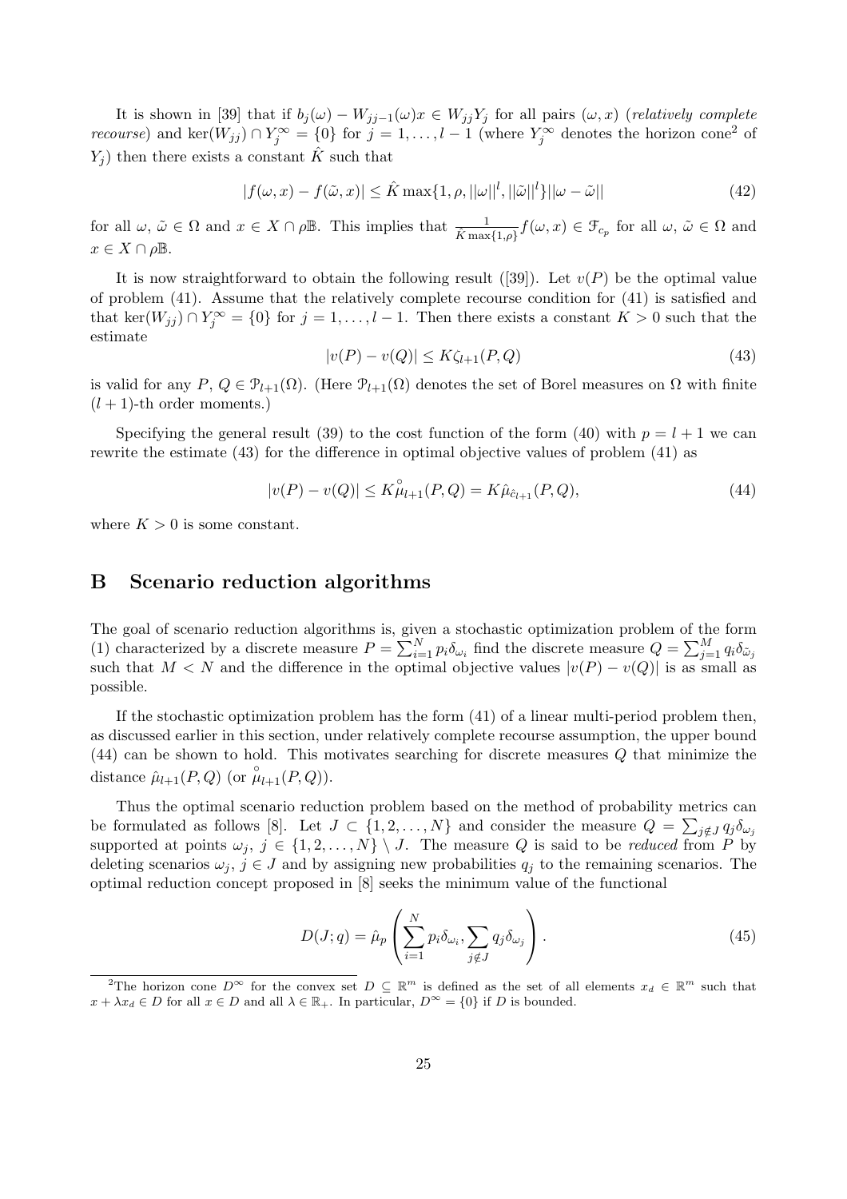It is shown in [39] that if $b_j(\omega) - W_{jj-1}(\omega)x \in W_{jj}Y_j$ for all pairs $(\omega, x)$ (*relatively complete recourse*) and $\ker(W_{jj}) \cap Y_j^\infty = \{0\}$ for $j = 1, \ldots, l-1$ (where $Y_j^\infty$ denotes the horizon cone[2] of $Y_j$) then there exists a constant $\hat{K}$ such that

$$|f(\omega, x) - f(\tilde{\omega}, x)| \leq \hat{K} \max\{1, \rho, ||\omega||^l, ||\tilde{\omega}||^l\}||\omega - \tilde{\omega}|| \tag{42}$$

for all $\omega$, $\tilde{\omega} \in \Omega$ and $x \in X \cap \rho\mathbb{B}$. This implies that $\frac{1}{\hat{K}\max\{1,\rho\}} f(\omega, x) \in \mathcal{F}_{c_p}$ for all $\omega$, $\tilde{\omega} \in \Omega$ and $x \in X \cap \rho\mathbb{B}$.

It is now straightforward to obtain the following result ([39]). Let $v(P)$ be the optimal value of problem (41). Assume that the relatively complete recourse condition for (41) is satisfied and that $\ker(W_{jj}) \cap Y_j^\infty = \{0\}$ for $j = 1, \ldots, l-1$. Then there exists a constant $K > 0$ such that the estimate

$$|v(P) - v(Q)| \leq K\zeta_{l+1}(P, Q) \tag{43}$$

is valid for any $P$, $Q \in \mathcal{P}_{l+1}(\Omega)$. (Here $\mathcal{P}_{l+1}(\Omega)$ denotes the set of Borel measures on $\Omega$ with finite $(l+1)$-th order moments.)

Specifying the general result (39) to the cost function of the form (40) with $p = l+1$ we can rewrite the estimate (43) for the difference in optimal objective values of problem (41) as

$$|v(P) - v(Q)| \leq K\mathring{\mu}_{l+1}(P, Q) = K\hat{\mu}_{\hat{c}_{l+1}}(P, Q), \tag{44}$$

where $K > 0$ is some constant.

## B Scenario reduction algorithms

The goal of scenario reduction algorithms is, given a stochastic optimization problem of the form (1) characterized by a discrete measure $P = \sum_{i=1}^N p_i \delta_{\omega_i}$ find the discrete measure $Q = \sum_{j=1}^M q_j \delta_{\tilde{\omega}_j}$ such that $M < N$ and the difference in the optimal objective values $|v(P) - v(Q)|$ is as small as possible.

If the stochastic optimization problem has the form (41) of a linear multi-period problem then, as discussed earlier in this section, under relatively complete recourse assumption, the upper bound (44) can be shown to hold. This motivates searching for discrete measures $Q$ that minimize the distance $\hat{\mu}_{l+1}(P, Q)$ (or $\mathring{\mu}_{l+1}(P, Q)$).

Thus the optimal scenario reduction problem based on the method of probability metrics can be formulated as follows [8]. Let $J \subset \{1, 2, \ldots, N\}$ and consider the measure $Q = \sum_{j \notin J} q_j \delta_{\omega_j}$ supported at points $\omega_j$, $j \in \{1, 2, \ldots, N\} \setminus J$. The measure $Q$ is said to be *reduced* from $P$ by deleting scenarios $\omega_j$, $j \in J$ and by assigning new probabilities $q_j$ to the remaining scenarios. The optimal reduction concept proposed in [8] seeks the minimum value of the functional

$$D(J; q) = \hat{\mu}_p \left( \sum_{i=1}^N p_i \delta_{\omega_i}, \sum_{j \notin J} q_j \delta_{\omega_j} \right). \tag{45}$$

[2] The horizon cone $D^\infty$ for the convex set $D \subseteq \mathbb{R}^m$ is defined as the set of all elements $x_d \in \mathbb{R}^m$ such that $x + \lambda x_d \in D$ for all $x \in D$ and all $\lambda \in \mathbb{R}_+$. In particular, $D^\infty = \{0\}$ if $D$ is bounded.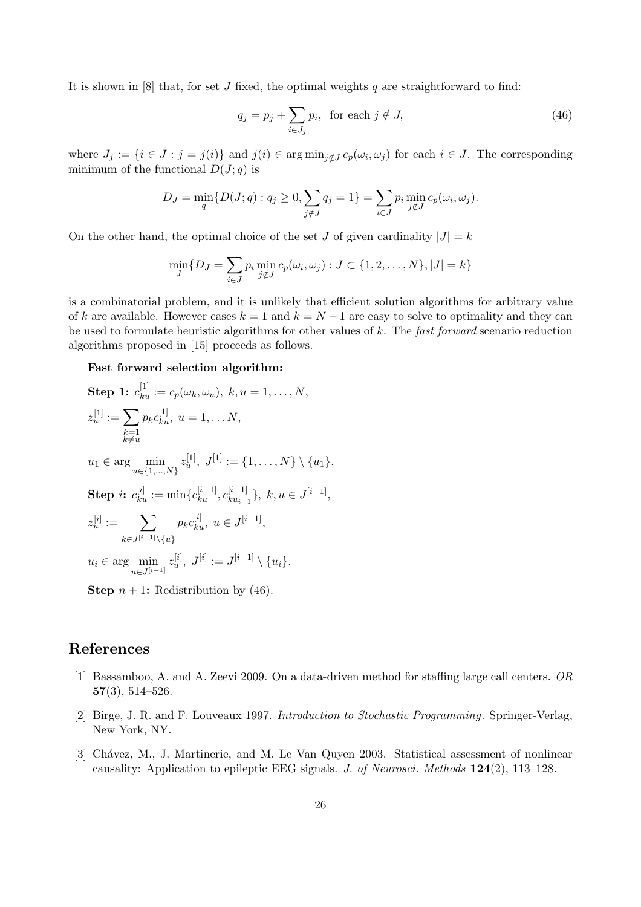It is shown in [8] that, for set $J$ fixed, the optimal weights $q$ are straightforward to find:

$$q_j = p_j + \sum_{i \in J_j} p_i, \text{ for each } j \notin J, \tag{46}$$

where $J_j := \{i \in J : j = j(i)\}$ and $j(i) \in \arg\min_{j \notin J} c_p(\omega_i, \omega_j)$ for each $i \in J$. The corresponding minimum of the functional $D(J; q)$ is

$$D_J = \min_q \{D(J; q) : q_j \geq 0, \sum_{j \notin J} q_j = 1\} = \sum_{i \in J} p_i \min_{j \notin J} c_p(\omega_i, \omega_j).$$

On the other hand, the optimal choice of the set $J$ of given cardinality $|J| = k$

$$\min_J \{D_J = \sum_{i \in J} p_i \min_{j \notin J} c_p(\omega_i, \omega_j) : J \subset \{1, 2, \dots, N\}, |J| = k\}$$

is a combinatorial problem, and it is unlikely that efficient solution algorithms for arbitrary value of $k$ are available. However cases $k = 1$ and $k = N - 1$ are easy to solve to optimality and they can be used to formulate heuristic algorithms for other values of $k$. The *fast forward* scenario reduction algorithms proposed in [15] proceeds as follows.

**Fast forward selection algorithm:**

**Step 1:** $c_{ku}^{[1]} := c_p(\omega_k, \omega_u),\ k, u = 1, \dots, N,$

$z_u^{[1]} := \sum_{\substack{k=1 \\ k \neq u}} p_k c_{ku}^{[1]},\ u = 1, \dots N,$

$u_1 \in \arg \min_{u \in \{1, \dots, N\}} z_u^{[1]},\ J^{[1]} := \{1, \dots, N\} \setminus \{u_1\}.$

**Step** $i$**:** $c_{ku}^{[i]} := \min\{c_{ku}^{[i-1]}, c_{ku_{i-1}}^{[i-1]}\},\ k, u \in J^{[i-1]},$

$z_u^{[i]} := \sum_{k \in J^{[i-1]} \setminus \{u\}} p_k c_{ku}^{[i]},\ u \in J^{[i-1]},$

$u_i \in \arg \min_{u \in J^{[i-1]}} z_u^{[i]},\ J^{[i]} := J^{[i-1]} \setminus \{u_i\}.$

**Step** $n + 1$**:** Redistribution by (46).

# References

[1] Bassamboo, A. and A. Zeevi 2009. On a data-driven method for staffing large call centers. *OR* **57**(3), 514–526.

[2] Birge, J. R. and F. Louveaux 1997. *Introduction to Stochastic Programming*. Springer-Verlag, New York, NY.

[3] Chávez, M., J. Martinerie, and M. Le Van Quyen 2003. Statistical assessment of nonlinear causality: Application to epileptic EEG signals. *J. of Neurosci. Methods* **124**(2), 113–128.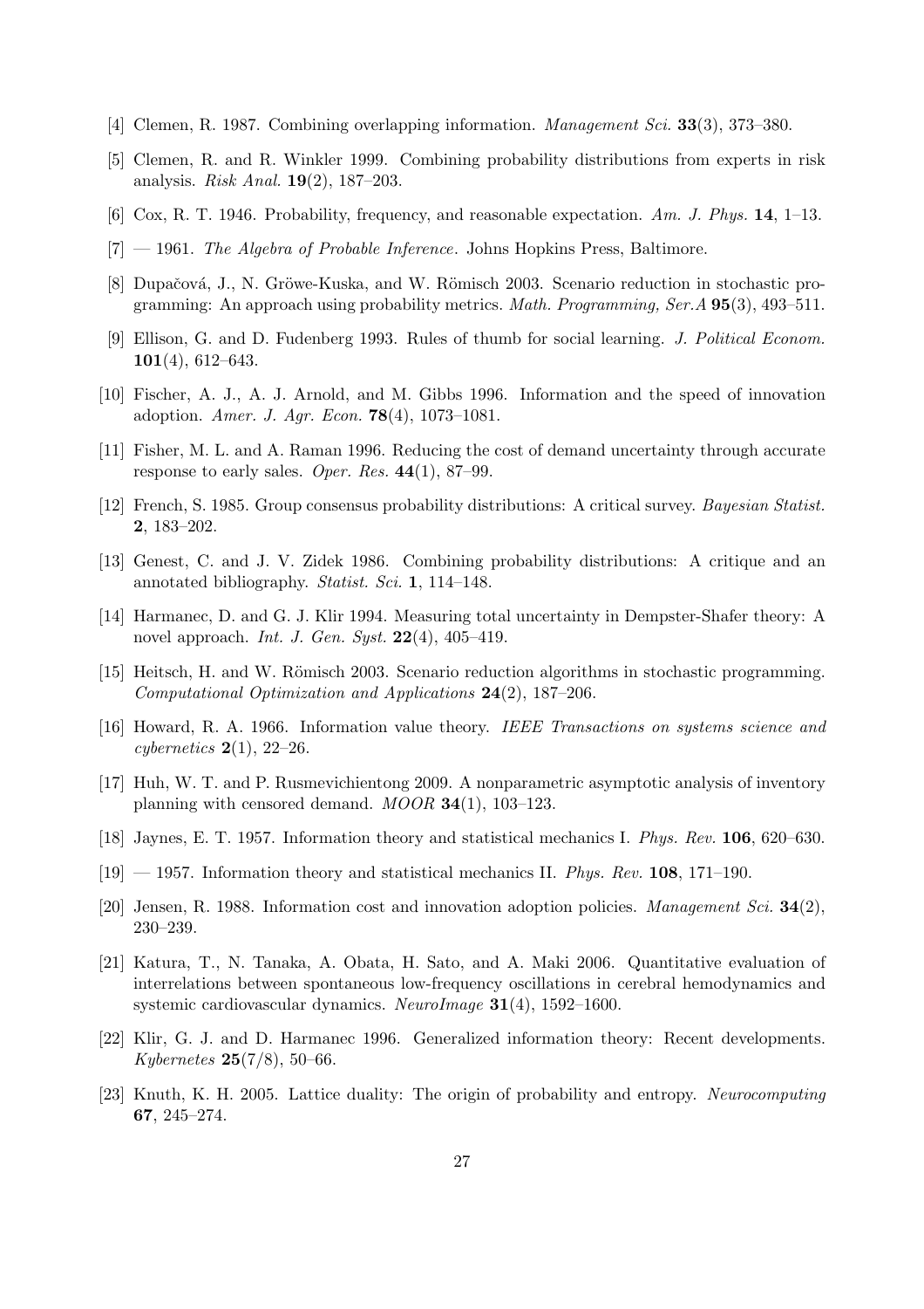[4] Clemen, R. 1987. Combining overlapping information. *Management Sci.* **33**(3), 373–380.

[5] Clemen, R. and R. Winkler 1999. Combining probability distributions from experts in risk analysis. *Risk Anal.* **19**(2), 187–203.

[6] Cox, R. T. 1946. Probability, frequency, and reasonable expectation. *Am. J. Phys.* **14**, 1–13.

[7] — 1961. *The Algebra of Probable Inference*. Johns Hopkins Press, Baltimore.

[8] Dupačová, J., N. Gröwe-Kuska, and W. Römisch 2003. Scenario reduction in stochastic programming: An approach using probability metrics. *Math. Programming, Ser.A* **95**(3), 493–511.

[9] Ellison, G. and D. Fudenberg 1993. Rules of thumb for social learning. *J. Political Econom.* **101**(4), 612–643.

[10] Fischer, A. J., A. J. Arnold, and M. Gibbs 1996. Information and the speed of innovation adoption. *Amer. J. Agr. Econ.* **78**(4), 1073–1081.

[11] Fisher, M. L. and A. Raman 1996. Reducing the cost of demand uncertainty through accurate response to early sales. *Oper. Res.* **44**(1), 87–99.

[12] French, S. 1985. Group consensus probability distributions: A critical survey. *Bayesian Statist.* **2**, 183–202.

[13] Genest, C. and J. V. Zidek 1986. Combining probability distributions: A critique and an annotated bibliography. *Statist. Sci.* **1**, 114–148.

[14] Harmanec, D. and G. J. Klir 1994. Measuring total uncertainty in Dempster-Shafer theory: A novel approach. *Int. J. Gen. Syst.* **22**(4), 405–419.

[15] Heitsch, H. and W. Römisch 2003. Scenario reduction algorithms in stochastic programming. *Computational Optimization and Applications* **24**(2), 187–206.

[16] Howard, R. A. 1966. Information value theory. *IEEE Transactions on systems science and cybernetics* **2**(1), 22–26.

[17] Huh, W. T. and P. Rusmevichientong 2009. A nonparametric asymptotic analysis of inventory planning with censored demand. *MOOR* **34**(1), 103–123.

[18] Jaynes, E. T. 1957. Information theory and statistical mechanics I. *Phys. Rev.* **106**, 620–630.

[19] — 1957. Information theory and statistical mechanics II. *Phys. Rev.* **108**, 171–190.

[20] Jensen, R. 1988. Information cost and innovation adoption policies. *Management Sci.* **34**(2), 230–239.

[21] Katura, T., N. Tanaka, A. Obata, H. Sato, and A. Maki 2006. Quantitative evaluation of interrelations between spontaneous low-frequency oscillations in cerebral hemodynamics and systemic cardiovascular dynamics. *NeuroImage* **31**(4), 1592–1600.

[22] Klir, G. J. and D. Harmanec 1996. Generalized information theory: Recent developments. *Kybernetes* **25**(7/8), 50–66.

[23] Knuth, K. H. 2005. Lattice duality: The origin of probability and entropy. *Neurocomputing* **67**, 245–274.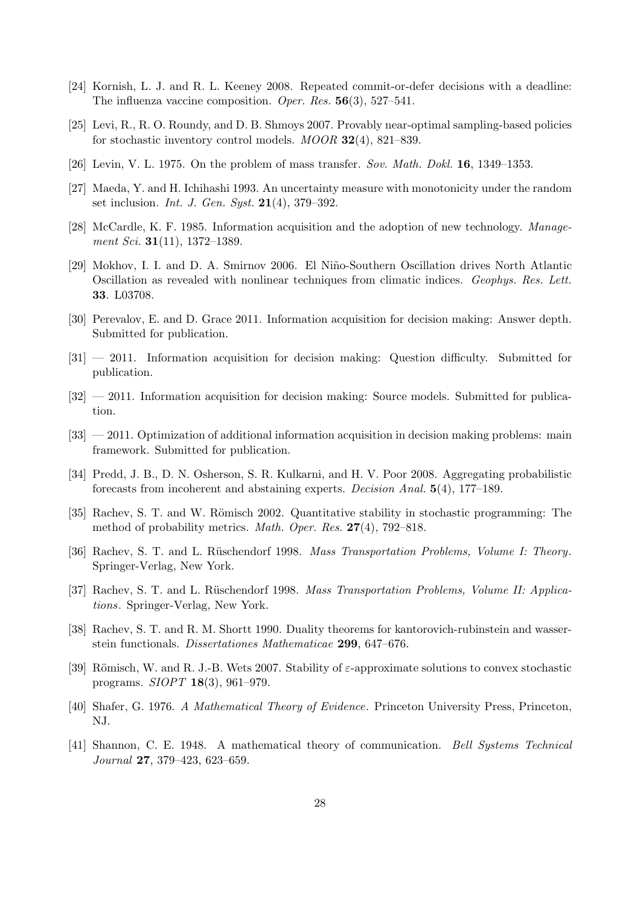[24] Kornish, L. J. and R. L. Keeney 2008. Repeated commit-or-defer decisions with a deadline: The influenza vaccine composition. *Oper. Res.* **56**(3), 527–541.

[25] Levi, R., R. O. Roundy, and D. B. Shmoys 2007. Provably near-optimal sampling-based policies for stochastic inventory control models. *MOOR* **32**(4), 821–839.

[26] Levin, V. L. 1975. On the problem of mass transfer. *Sov. Math. Dokl.* **16**, 1349–1353.

[27] Maeda, Y. and H. Ichihashi 1993. An uncertainty measure with monotonicity under the random set inclusion. *Int. J. Gen. Syst.* **21**(4), 379–392.

[28] McCardle, K. F. 1985. Information acquisition and the adoption of new technology. *Management Sci.* **31**(11), 1372–1389.

[29] Mokhov, I. I. and D. A. Smirnov 2006. El Niño-Southern Oscillation drives North Atlantic Oscillation as revealed with nonlinear techniques from climatic indices. *Geophys. Res. Lett.* **33**. L03708.

[30] Perevalov, E. and D. Grace 2011. Information acquisition for decision making: Answer depth. Submitted for publication.

[31] — 2011. Information acquisition for decision making: Question difficulty. Submitted for publication.

[32] — 2011. Information acquisition for decision making: Source models. Submitted for publication.

[33] — 2011. Optimization of additional information acquisition in decision making problems: main framework. Submitted for publication.

[34] Predd, J. B., D. N. Osherson, S. R. Kulkarni, and H. V. Poor 2008. Aggregating probabilistic forecasts from incoherent and abstaining experts. *Decision Anal.* **5**(4), 177–189.

[35] Rachev, S. T. and W. Römisch 2002. Quantitative stability in stochastic programming: The method of probability metrics. *Math. Oper. Res.* **27**(4), 792–818.

[36] Rachev, S. T. and L. Rüschendorf 1998. *Mass Transportation Problems, Volume I: Theory*. Springer-Verlag, New York.

[37] Rachev, S. T. and L. Rüschendorf 1998. *Mass Transportation Problems, Volume II: Applications*. Springer-Verlag, New York.

[38] Rachev, S. T. and R. M. Shortt 1990. Duality theorems for kantorovich-rubinstein and wasserstein functionals. *Dissertationes Mathematicae* **299**, 647–676.

[39] Römisch, W. and R. J.-B. Wets 2007. Stability of $\varepsilon$-approximate solutions to convex stochastic programs. *SIOPT* **18**(3), 961–979.

[40] Shafer, G. 1976. *A Mathematical Theory of Evidence*. Princeton University Press, Princeton, NJ.

[41] Shannon, C. E. 1948. A mathematical theory of communication. *Bell Systems Technical Journal* **27**, 379–423, 623–659.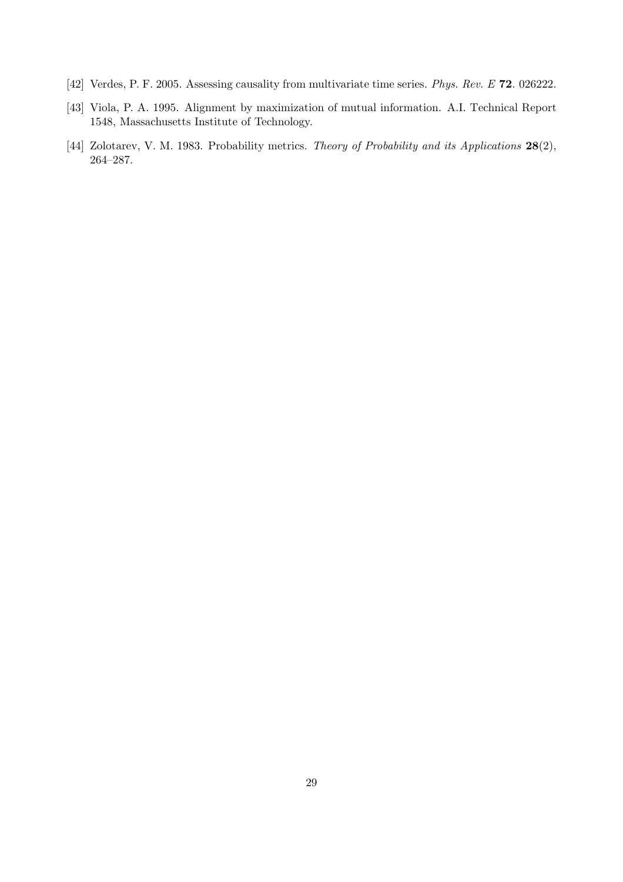[42] Verdes, P. F. 2005. Assessing causality from multivariate time series. *Phys. Rev. E* **72**. 026222.

[43] Viola, P. A. 1995. Alignment by maximization of mutual information. A.I. Technical Report 1548, Massachusetts Institute of Technology.

[44] Zolotarev, V. M. 1983. Probability metrics. *Theory of Probability and its Applications* **28**(2), 264–287.